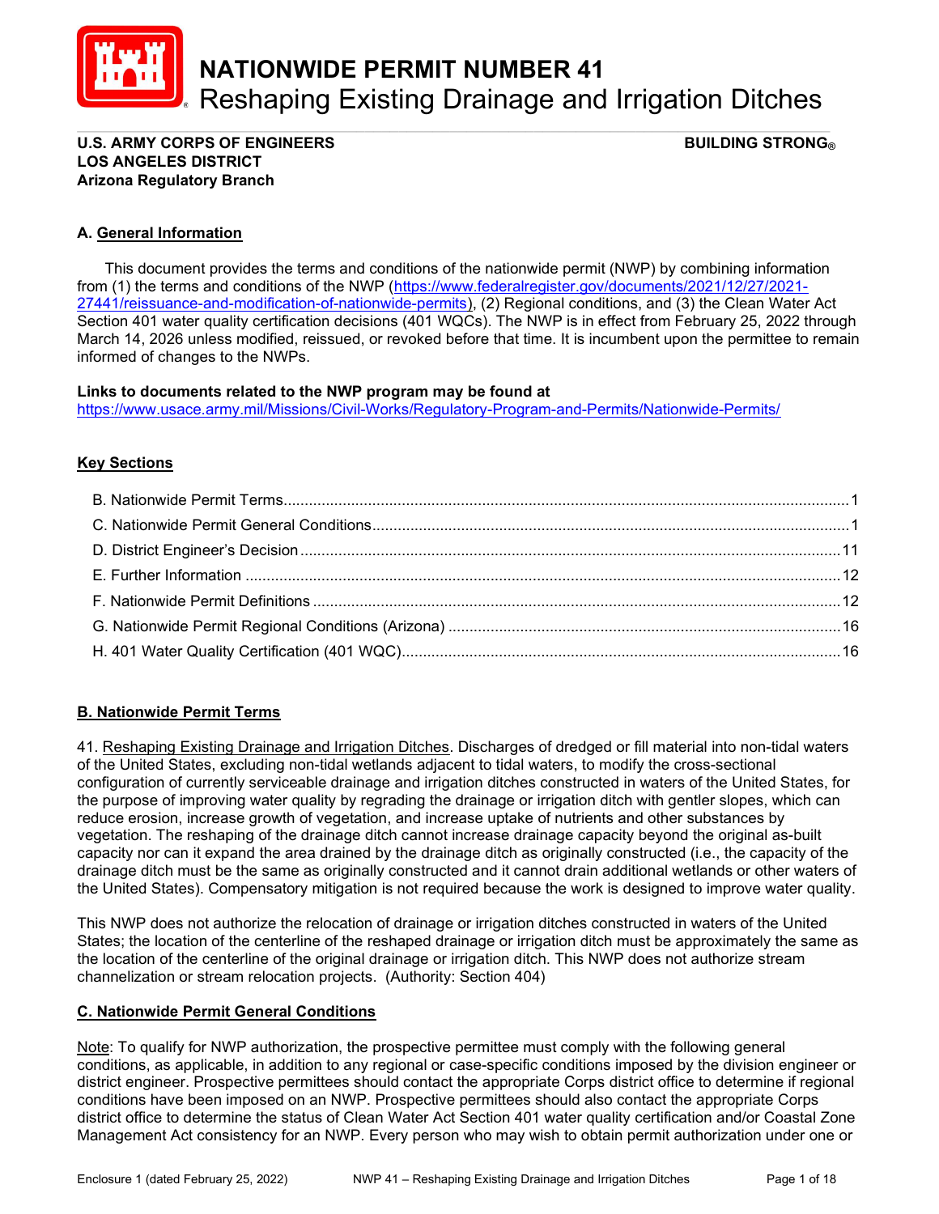# NATIONWIDE PERMIT NUMBER 41
## Reshaping Existing Drainage and Irrigation Ditches

**U.S. ARMY CORPS OF ENGINEERS** **BUILDING STRONG®**
**LOS ANGELES DISTRICT**
**Arizona Regulatory Branch**

### A. General Information

This document provides the terms and conditions of the nationwide permit (NWP) by combining information from (1) the terms and conditions of the NWP (https://www.federalregister.gov/documents/2021/12/27/2021-27441/reissuance-and-modification-of-nationwide-permits), (2) Regional conditions, and (3) the Clean Water Act Section 401 water quality certification decisions (401 WQCs). The NWP is in effect from February 25, 2022 through March 14, 2026 unless modified, reissued, or revoked before that time. It is incumbent upon the permittee to remain informed of changes to the NWPs.

**Links to documents related to the NWP program may be found at**
https://www.usace.army.mil/Missions/Civil-Works/Regulatory-Program-and-Permits/Nationwide-Permits/

### Key Sections

- B. Nationwide Permit Terms....1
- C. Nationwide Permit General Conditions....1
- D. District Engineer's Decision....11
- E. Further Information....12
- F. Nationwide Permit Definitions....12
- G. Nationwide Permit Regional Conditions (Arizona)....16
- H. 401 Water Quality Certification (401 WQC)....16

### B. Nationwide Permit Terms

41. Reshaping Existing Drainage and Irrigation Ditches. Discharges of dredged or fill material into non-tidal waters of the United States, excluding non-tidal wetlands adjacent to tidal waters, to modify the cross-sectional configuration of currently serviceable drainage and irrigation ditches constructed in waters of the United States, for the purpose of improving water quality by regrading the drainage or irrigation ditch with gentler slopes, which can reduce erosion, increase growth of vegetation, and increase uptake of nutrients and other substances by vegetation. The reshaping of the drainage ditch cannot increase drainage capacity beyond the original as-built capacity nor can it expand the area drained by the drainage ditch as originally constructed (i.e., the capacity of the drainage ditch must be the same as originally constructed and it cannot drain additional wetlands or other waters of the United States). Compensatory mitigation is not required because the work is designed to improve water quality.

This NWP does not authorize the relocation of drainage or irrigation ditches constructed in waters of the United States; the location of the centerline of the reshaped drainage or irrigation ditch must be approximately the same as the location of the centerline of the original drainage or irrigation ditch. This NWP does not authorize stream channelization or stream relocation projects. (Authority: Section 404)

### C. Nationwide Permit General Conditions

Note: To qualify for NWP authorization, the prospective permittee must comply with the following general conditions, as applicable, in addition to any regional or case-specific conditions imposed by the division engineer or district engineer. Prospective permittees should contact the appropriate Corps district office to determine if regional conditions have been imposed on an NWP. Prospective permittees should also contact the appropriate Corps district office to determine the status of Clean Water Act Section 401 water quality certification and/or Coastal Zone Management Act consistency for an NWP. Every person who may wish to obtain permit authorization under one or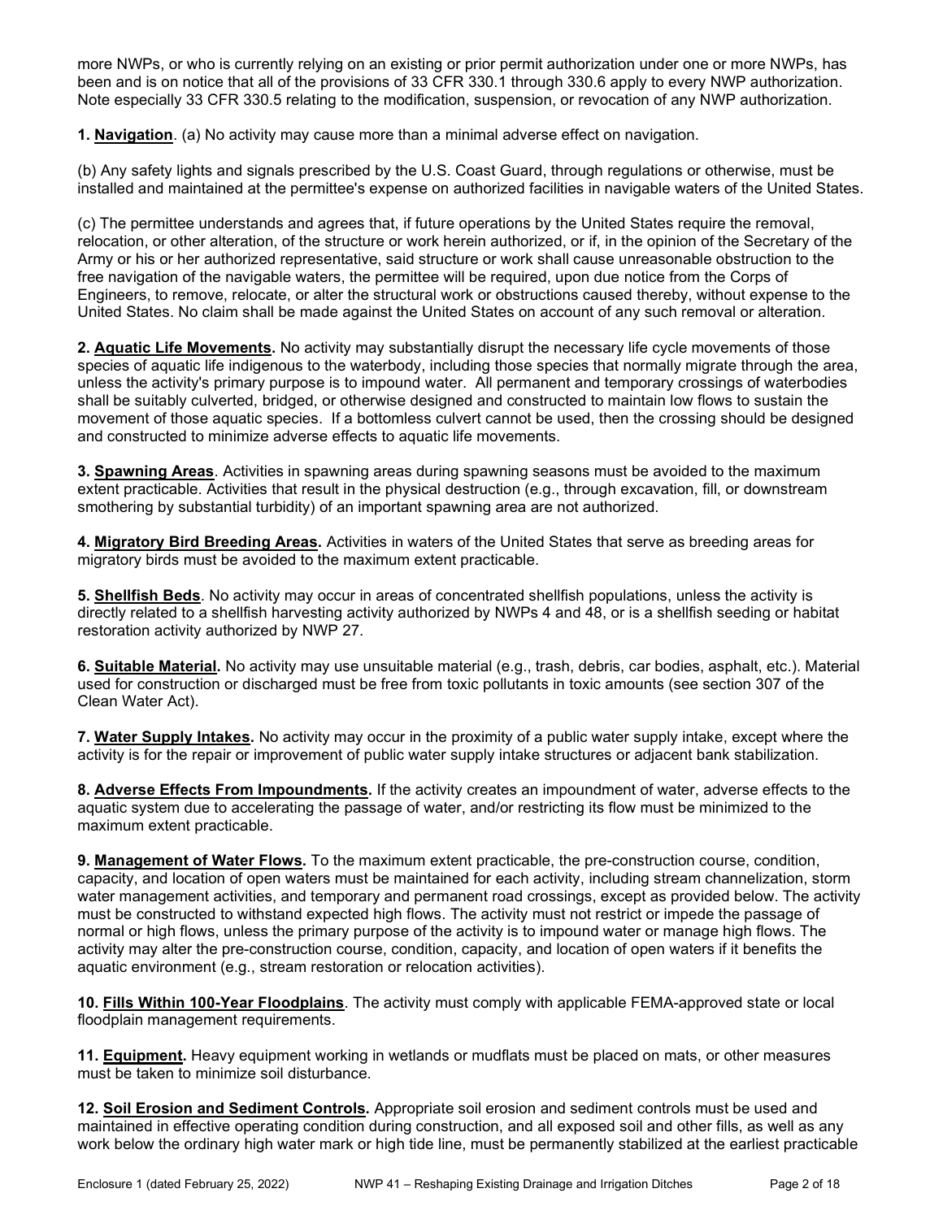more NWPs, or who is currently relying on an existing or prior permit authorization under one or more NWPs, has been and is on notice that all of the provisions of 33 CFR 330.1 through 330.6 apply to every NWP authorization. Note especially 33 CFR 330.5 relating to the modification, suspension, or revocation of any NWP authorization.

**1. Navigation**. (a) No activity may cause more than a minimal adverse effect on navigation.

(b) Any safety lights and signals prescribed by the U.S. Coast Guard, through regulations or otherwise, must be installed and maintained at the permittee's expense on authorized facilities in navigable waters of the United States.

(c) The permittee understands and agrees that, if future operations by the United States require the removal, relocation, or other alteration, of the structure or work herein authorized, or if, in the opinion of the Secretary of the Army or his or her authorized representative, said structure or work shall cause unreasonable obstruction to the free navigation of the navigable waters, the permittee will be required, upon due notice from the Corps of Engineers, to remove, relocate, or alter the structural work or obstructions caused thereby, without expense to the United States. No claim shall be made against the United States on account of any such removal or alteration.

**2. Aquatic Life Movements.** No activity may substantially disrupt the necessary life cycle movements of those species of aquatic life indigenous to the waterbody, including those species that normally migrate through the area, unless the activity's primary purpose is to impound water. All permanent and temporary crossings of waterbodies shall be suitably culverted, bridged, or otherwise designed and constructed to maintain low flows to sustain the movement of those aquatic species. If a bottomless culvert cannot be used, then the crossing should be designed and constructed to minimize adverse effects to aquatic life movements.

**3. Spawning Areas**. Activities in spawning areas during spawning seasons must be avoided to the maximum extent practicable. Activities that result in the physical destruction (e.g., through excavation, fill, or downstream smothering by substantial turbidity) of an important spawning area are not authorized.

**4. Migratory Bird Breeding Areas.** Activities in waters of the United States that serve as breeding areas for migratory birds must be avoided to the maximum extent practicable.

**5. Shellfish Beds**. No activity may occur in areas of concentrated shellfish populations, unless the activity is directly related to a shellfish harvesting activity authorized by NWPs 4 and 48, or is a shellfish seeding or habitat restoration activity authorized by NWP 27.

**6. Suitable Material.** No activity may use unsuitable material (e.g., trash, debris, car bodies, asphalt, etc.). Material used for construction or discharged must be free from toxic pollutants in toxic amounts (see section 307 of the Clean Water Act).

**7. Water Supply Intakes.** No activity may occur in the proximity of a public water supply intake, except where the activity is for the repair or improvement of public water supply intake structures or adjacent bank stabilization.

**8. Adverse Effects From Impoundments.** If the activity creates an impoundment of water, adverse effects to the aquatic system due to accelerating the passage of water, and/or restricting its flow must be minimized to the maximum extent practicable.

**9. Management of Water Flows.** To the maximum extent practicable, the pre-construction course, condition, capacity, and location of open waters must be maintained for each activity, including stream channelization, storm water management activities, and temporary and permanent road crossings, except as provided below. The activity must be constructed to withstand expected high flows. The activity must not restrict or impede the passage of normal or high flows, unless the primary purpose of the activity is to impound water or manage high flows. The activity may alter the pre-construction course, condition, capacity, and location of open waters if it benefits the aquatic environment (e.g., stream restoration or relocation activities).

**10. Fills Within 100-Year Floodplains**. The activity must comply with applicable FEMA-approved state or local floodplain management requirements.

**11. Equipment.** Heavy equipment working in wetlands or mudflats must be placed on mats, or other measures must be taken to minimize soil disturbance.

**12. Soil Erosion and Sediment Controls.** Appropriate soil erosion and sediment controls must be used and maintained in effective operating condition during construction, and all exposed soil and other fills, as well as any work below the ordinary high water mark or high tide line, must be permanently stabilized at the earliest practicable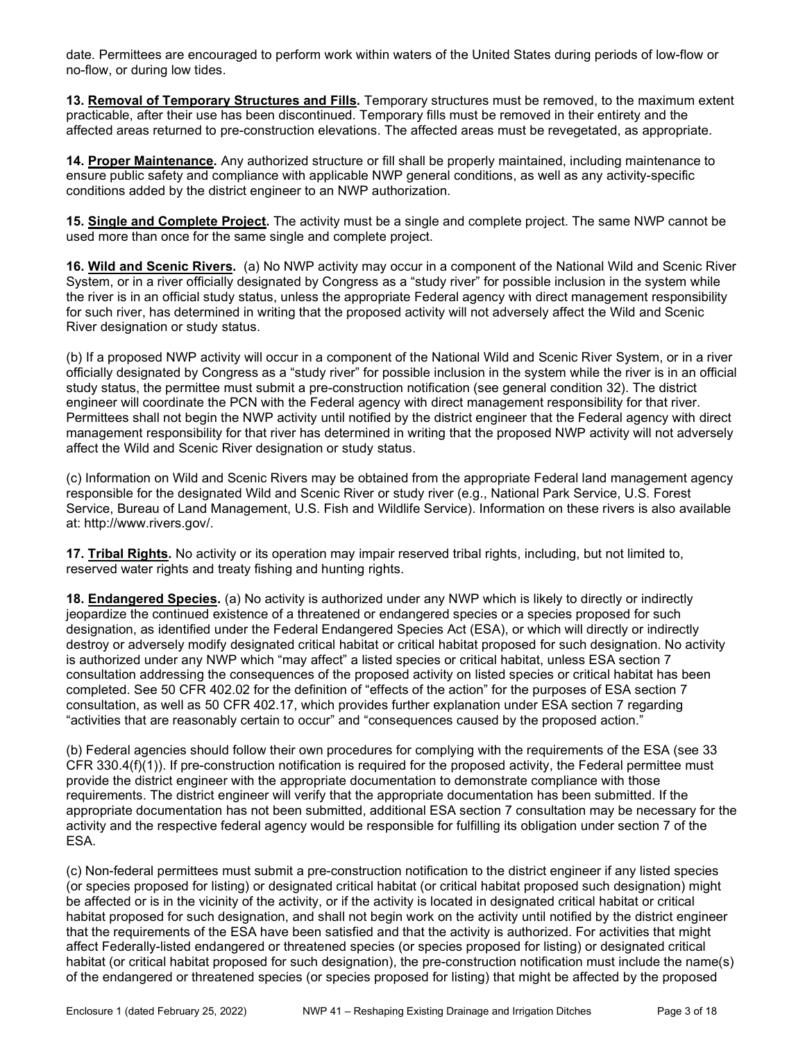date. Permittees are encouraged to perform work within waters of the United States during periods of low-flow or no-flow, or during low tides.

**13. Removal of Temporary Structures and Fills.** Temporary structures must be removed, to the maximum extent practicable, after their use has been discontinued. Temporary fills must be removed in their entirety and the affected areas returned to pre-construction elevations. The affected areas must be revegetated, as appropriate.

**14. Proper Maintenance.** Any authorized structure or fill shall be properly maintained, including maintenance to ensure public safety and compliance with applicable NWP general conditions, as well as any activity-specific conditions added by the district engineer to an NWP authorization.

**15. Single and Complete Project.** The activity must be a single and complete project. The same NWP cannot be used more than once for the same single and complete project.

**16. Wild and Scenic Rivers.** (a) No NWP activity may occur in a component of the National Wild and Scenic River System, or in a river officially designated by Congress as a "study river" for possible inclusion in the system while the river is in an official study status, unless the appropriate Federal agency with direct management responsibility for such river, has determined in writing that the proposed activity will not adversely affect the Wild and Scenic River designation or study status.

(b) If a proposed NWP activity will occur in a component of the National Wild and Scenic River System, or in a river officially designated by Congress as a "study river" for possible inclusion in the system while the river is in an official study status, the permittee must submit a pre-construction notification (see general condition 32). The district engineer will coordinate the PCN with the Federal agency with direct management responsibility for that river. Permittees shall not begin the NWP activity until notified by the district engineer that the Federal agency with direct management responsibility for that river has determined in writing that the proposed NWP activity will not adversely affect the Wild and Scenic River designation or study status.

(c) Information on Wild and Scenic Rivers may be obtained from the appropriate Federal land management agency responsible for the designated Wild and Scenic River or study river (e.g., National Park Service, U.S. Forest Service, Bureau of Land Management, U.S. Fish and Wildlife Service). Information on these rivers is also available at: http://www.rivers.gov/.

**17. Tribal Rights.** No activity or its operation may impair reserved tribal rights, including, but not limited to, reserved water rights and treaty fishing and hunting rights.

**18. Endangered Species.** (a) No activity is authorized under any NWP which is likely to directly or indirectly jeopardize the continued existence of a threatened or endangered species or a species proposed for such designation, as identified under the Federal Endangered Species Act (ESA), or which will directly or indirectly destroy or adversely modify designated critical habitat or critical habitat proposed for such designation. No activity is authorized under any NWP which "may affect" a listed species or critical habitat, unless ESA section 7 consultation addressing the consequences of the proposed activity on listed species or critical habitat has been completed. See 50 CFR 402.02 for the definition of "effects of the action" for the purposes of ESA section 7 consultation, as well as 50 CFR 402.17, which provides further explanation under ESA section 7 regarding "activities that are reasonably certain to occur" and "consequences caused by the proposed action."

(b) Federal agencies should follow their own procedures for complying with the requirements of the ESA (see 33 CFR 330.4(f)(1)). If pre-construction notification is required for the proposed activity, the Federal permittee must provide the district engineer with the appropriate documentation to demonstrate compliance with those requirements. The district engineer will verify that the appropriate documentation has been submitted. If the appropriate documentation has not been submitted, additional ESA section 7 consultation may be necessary for the activity and the respective federal agency would be responsible for fulfilling its obligation under section 7 of the ESA.

(c) Non-federal permittees must submit a pre-construction notification to the district engineer if any listed species (or species proposed for listing) or designated critical habitat (or critical habitat proposed such designation) might be affected or is in the vicinity of the activity, or if the activity is located in designated critical habitat or critical habitat proposed for such designation, and shall not begin work on the activity until notified by the district engineer that the requirements of the ESA have been satisfied and that the activity is authorized. For activities that might affect Federally-listed endangered or threatened species (or species proposed for listing) or designated critical habitat (or critical habitat proposed for such designation), the pre-construction notification must include the name(s) of the endangered or threatened species (or species proposed for listing) that might be affected by the proposed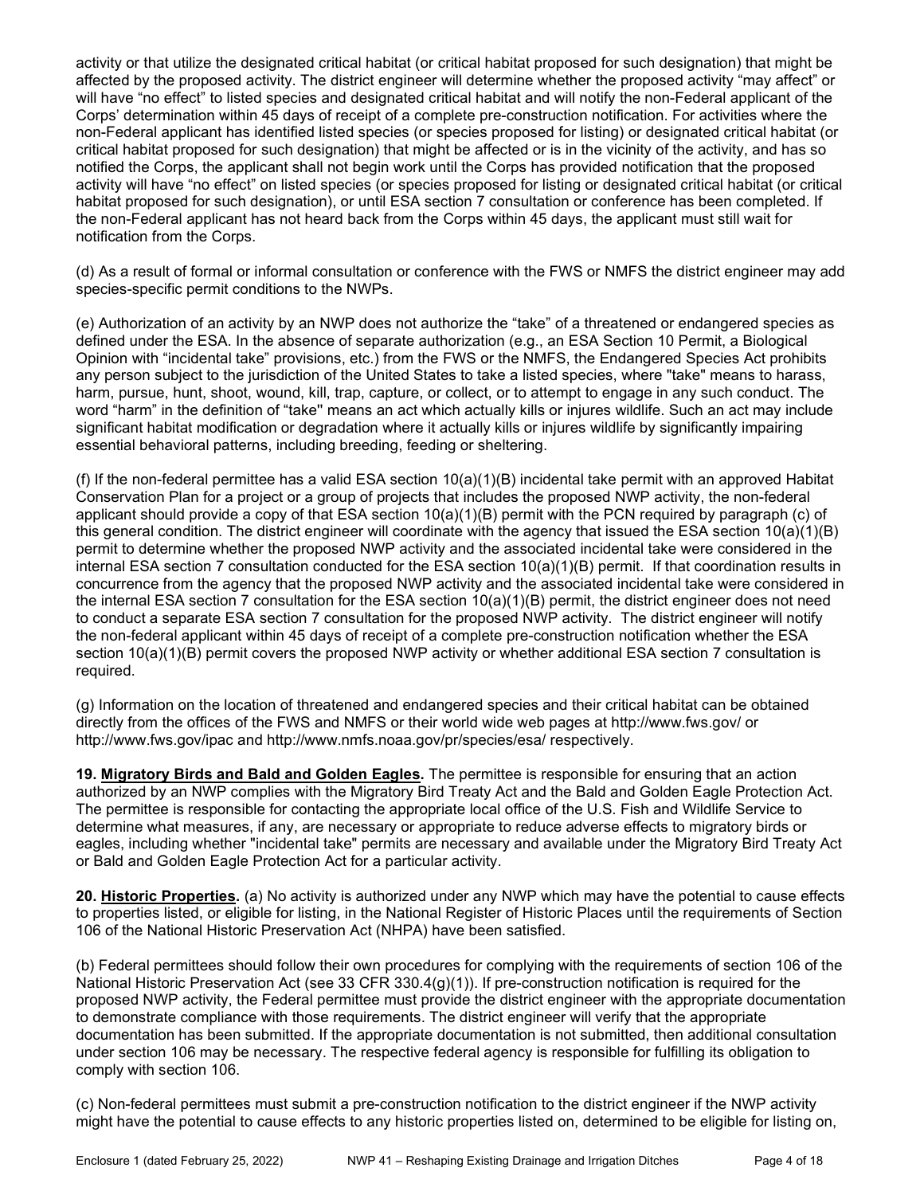activity or that utilize the designated critical habitat (or critical habitat proposed for such designation) that might be affected by the proposed activity. The district engineer will determine whether the proposed activity "may affect" or will have "no effect" to listed species and designated critical habitat and will notify the non-Federal applicant of the Corps' determination within 45 days of receipt of a complete pre-construction notification. For activities where the non-Federal applicant has identified listed species (or species proposed for listing) or designated critical habitat (or critical habitat proposed for such designation) that might be affected or is in the vicinity of the activity, and has so notified the Corps, the applicant shall not begin work until the Corps has provided notification that the proposed activity will have "no effect" on listed species (or species proposed for listing or designated critical habitat (or critical habitat proposed for such designation), or until ESA section 7 consultation or conference has been completed. If the non-Federal applicant has not heard back from the Corps within 45 days, the applicant must still wait for notification from the Corps.

(d) As a result of formal or informal consultation or conference with the FWS or NMFS the district engineer may add species-specific permit conditions to the NWPs.

(e) Authorization of an activity by an NWP does not authorize the "take" of a threatened or endangered species as defined under the ESA. In the absence of separate authorization (e.g., an ESA Section 10 Permit, a Biological Opinion with "incidental take" provisions, etc.) from the FWS or the NMFS, the Endangered Species Act prohibits any person subject to the jurisdiction of the United States to take a listed species, where "take" means to harass, harm, pursue, hunt, shoot, wound, kill, trap, capture, or collect, or to attempt to engage in any such conduct. The word "harm" in the definition of "take'' means an act which actually kills or injures wildlife. Such an act may include significant habitat modification or degradation where it actually kills or injures wildlife by significantly impairing essential behavioral patterns, including breeding, feeding or sheltering.

(f) If the non-federal permittee has a valid ESA section 10(a)(1)(B) incidental take permit with an approved Habitat Conservation Plan for a project or a group of projects that includes the proposed NWP activity, the non-federal applicant should provide a copy of that ESA section 10(a)(1)(B) permit with the PCN required by paragraph (c) of this general condition. The district engineer will coordinate with the agency that issued the ESA section 10(a)(1)(B) permit to determine whether the proposed NWP activity and the associated incidental take were considered in the internal ESA section 7 consultation conducted for the ESA section 10(a)(1)(B) permit. If that coordination results in concurrence from the agency that the proposed NWP activity and the associated incidental take were considered in the internal ESA section 7 consultation for the ESA section 10(a)(1)(B) permit, the district engineer does not need to conduct a separate ESA section 7 consultation for the proposed NWP activity. The district engineer will notify the non-federal applicant within 45 days of receipt of a complete pre-construction notification whether the ESA section 10(a)(1)(B) permit covers the proposed NWP activity or whether additional ESA section 7 consultation is required.

(g) Information on the location of threatened and endangered species and their critical habitat can be obtained directly from the offices of the FWS and NMFS or their world wide web pages at http://www.fws.gov/ or http://www.fws.gov/ipac and http://www.nmfs.noaa.gov/pr/species/esa/ respectively.

**19. Migratory Birds and Bald and Golden Eagles.** The permittee is responsible for ensuring that an action authorized by an NWP complies with the Migratory Bird Treaty Act and the Bald and Golden Eagle Protection Act. The permittee is responsible for contacting the appropriate local office of the U.S. Fish and Wildlife Service to determine what measures, if any, are necessary or appropriate to reduce adverse effects to migratory birds or eagles, including whether "incidental take" permits are necessary and available under the Migratory Bird Treaty Act or Bald and Golden Eagle Protection Act for a particular activity.

**20. Historic Properties.** (a) No activity is authorized under any NWP which may have the potential to cause effects to properties listed, or eligible for listing, in the National Register of Historic Places until the requirements of Section 106 of the National Historic Preservation Act (NHPA) have been satisfied.

(b) Federal permittees should follow their own procedures for complying with the requirements of section 106 of the National Historic Preservation Act (see 33 CFR 330.4(g)(1)). If pre-construction notification is required for the proposed NWP activity, the Federal permittee must provide the district engineer with the appropriate documentation to demonstrate compliance with those requirements. The district engineer will verify that the appropriate documentation has been submitted. If the appropriate documentation is not submitted, then additional consultation under section 106 may be necessary. The respective federal agency is responsible for fulfilling its obligation to comply with section 106.

(c) Non-federal permittees must submit a pre-construction notification to the district engineer if the NWP activity might have the potential to cause effects to any historic properties listed on, determined to be eligible for listing on,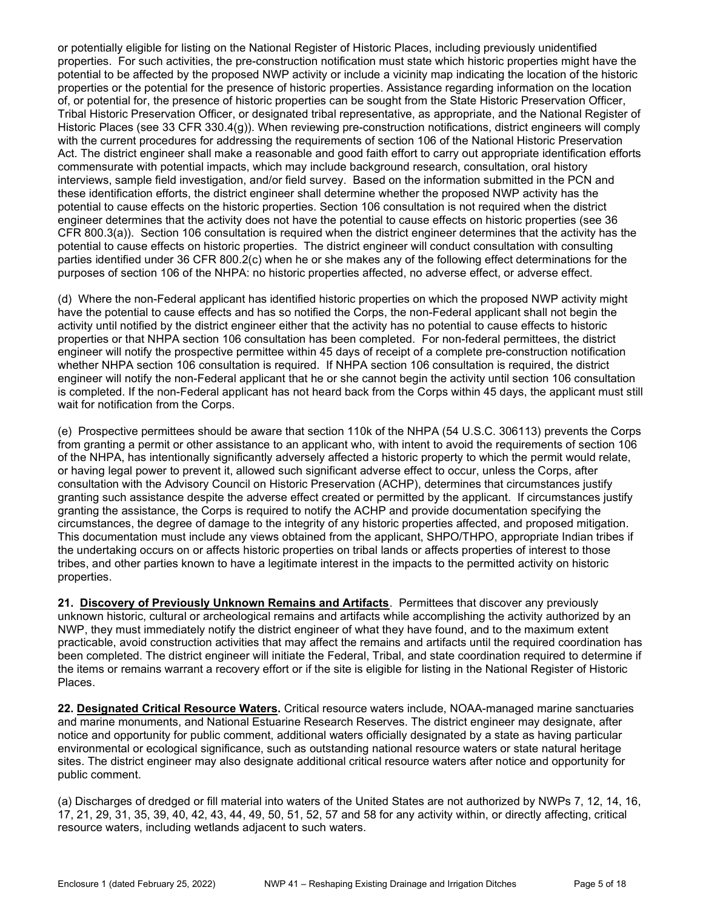or potentially eligible for listing on the National Register of Historic Places, including previously unidentified properties. For such activities, the pre-construction notification must state which historic properties might have the potential to be affected by the proposed NWP activity or include a vicinity map indicating the location of the historic properties or the potential for the presence of historic properties. Assistance regarding information on the location of, or potential for, the presence of historic properties can be sought from the State Historic Preservation Officer, Tribal Historic Preservation Officer, or designated tribal representative, as appropriate, and the National Register of Historic Places (see 33 CFR 330.4(g)). When reviewing pre-construction notifications, district engineers will comply with the current procedures for addressing the requirements of section 106 of the National Historic Preservation Act. The district engineer shall make a reasonable and good faith effort to carry out appropriate identification efforts commensurate with potential impacts, which may include background research, consultation, oral history interviews, sample field investigation, and/or field survey. Based on the information submitted in the PCN and these identification efforts, the district engineer shall determine whether the proposed NWP activity has the potential to cause effects on the historic properties. Section 106 consultation is not required when the district engineer determines that the activity does not have the potential to cause effects on historic properties (see 36 CFR 800.3(a)). Section 106 consultation is required when the district engineer determines that the activity has the potential to cause effects on historic properties. The district engineer will conduct consultation with consulting parties identified under 36 CFR 800.2(c) when he or she makes any of the following effect determinations for the purposes of section 106 of the NHPA: no historic properties affected, no adverse effect, or adverse effect.

(d) Where the non-Federal applicant has identified historic properties on which the proposed NWP activity might have the potential to cause effects and has so notified the Corps, the non-Federal applicant shall not begin the activity until notified by the district engineer either that the activity has no potential to cause effects to historic properties or that NHPA section 106 consultation has been completed. For non-federal permittees, the district engineer will notify the prospective permittee within 45 days of receipt of a complete pre-construction notification whether NHPA section 106 consultation is required. If NHPA section 106 consultation is required, the district engineer will notify the non-Federal applicant that he or she cannot begin the activity until section 106 consultation is completed. If the non-Federal applicant has not heard back from the Corps within 45 days, the applicant must still wait for notification from the Corps.

(e) Prospective permittees should be aware that section 110k of the NHPA (54 U.S.C. 306113) prevents the Corps from granting a permit or other assistance to an applicant who, with intent to avoid the requirements of section 106 of the NHPA, has intentionally significantly adversely affected a historic property to which the permit would relate, or having legal power to prevent it, allowed such significant adverse effect to occur, unless the Corps, after consultation with the Advisory Council on Historic Preservation (ACHP), determines that circumstances justify granting such assistance despite the adverse effect created or permitted by the applicant. If circumstances justify granting the assistance, the Corps is required to notify the ACHP and provide documentation specifying the circumstances, the degree of damage to the integrity of any historic properties affected, and proposed mitigation. This documentation must include any views obtained from the applicant, SHPO/THPO, appropriate Indian tribes if the undertaking occurs on or affects historic properties on tribal lands or affects properties of interest to those tribes, and other parties known to have a legitimate interest in the impacts to the permitted activity on historic properties.

**21. Discovery of Previously Unknown Remains and Artifacts**. Permittees that discover any previously unknown historic, cultural or archeological remains and artifacts while accomplishing the activity authorized by an NWP, they must immediately notify the district engineer of what they have found, and to the maximum extent practicable, avoid construction activities that may affect the remains and artifacts until the required coordination has been completed. The district engineer will initiate the Federal, Tribal, and state coordination required to determine if the items or remains warrant a recovery effort or if the site is eligible for listing in the National Register of Historic Places.

**22. Designated Critical Resource Waters.** Critical resource waters include, NOAA-managed marine sanctuaries and marine monuments, and National Estuarine Research Reserves. The district engineer may designate, after notice and opportunity for public comment, additional waters officially designated by a state as having particular environmental or ecological significance, such as outstanding national resource waters or state natural heritage sites. The district engineer may also designate additional critical resource waters after notice and opportunity for public comment.

(a) Discharges of dredged or fill material into waters of the United States are not authorized by NWPs 7, 12, 14, 16, 17, 21, 29, 31, 35, 39, 40, 42, 43, 44, 49, 50, 51, 52, 57 and 58 for any activity within, or directly affecting, critical resource waters, including wetlands adjacent to such waters.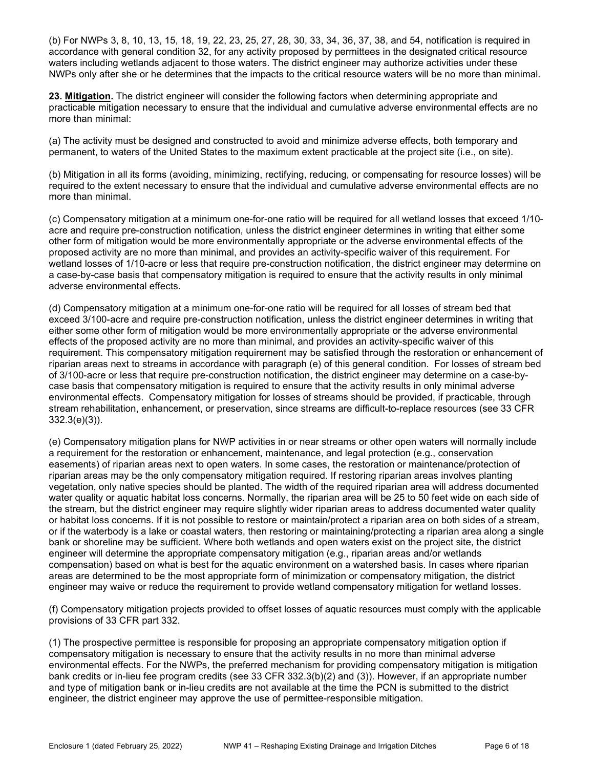(b) For NWPs 3, 8, 10, 13, 15, 18, 19, 22, 23, 25, 27, 28, 30, 33, 34, 36, 37, 38, and 54, notification is required in accordance with general condition 32, for any activity proposed by permittees in the designated critical resource waters including wetlands adjacent to those waters. The district engineer may authorize activities under these NWPs only after she or he determines that the impacts to the critical resource waters will be no more than minimal.

**23. <u>Mitigation</u>.** The district engineer will consider the following factors when determining appropriate and practicable mitigation necessary to ensure that the individual and cumulative adverse environmental effects are no more than minimal:

(a) The activity must be designed and constructed to avoid and minimize adverse effects, both temporary and permanent, to waters of the United States to the maximum extent practicable at the project site (i.e., on site).

(b) Mitigation in all its forms (avoiding, minimizing, rectifying, reducing, or compensating for resource losses) will be required to the extent necessary to ensure that the individual and cumulative adverse environmental effects are no more than minimal.

(c) Compensatory mitigation at a minimum one-for-one ratio will be required for all wetland losses that exceed 1/10-acre and require pre-construction notification, unless the district engineer determines in writing that either some other form of mitigation would be more environmentally appropriate or the adverse environmental effects of the proposed activity are no more than minimal, and provides an activity-specific waiver of this requirement. For wetland losses of 1/10-acre or less that require pre-construction notification, the district engineer may determine on a case-by-case basis that compensatory mitigation is required to ensure that the activity results in only minimal adverse environmental effects.

(d) Compensatory mitigation at a minimum one-for-one ratio will be required for all losses of stream bed that exceed 3/100-acre and require pre-construction notification, unless the district engineer determines in writing that either some other form of mitigation would be more environmentally appropriate or the adverse environmental effects of the proposed activity are no more than minimal, and provides an activity-specific waiver of this requirement. This compensatory mitigation requirement may be satisfied through the restoration or enhancement of riparian areas next to streams in accordance with paragraph (e) of this general condition. For losses of stream bed of 3/100-acre or less that require pre-construction notification, the district engineer may determine on a case-by-case basis that compensatory mitigation is required to ensure that the activity results in only minimal adverse environmental effects. Compensatory mitigation for losses of streams should be provided, if practicable, through stream rehabilitation, enhancement, or preservation, since streams are difficult-to-replace resources (see 33 CFR 332.3(e)(3)).

(e) Compensatory mitigation plans for NWP activities in or near streams or other open waters will normally include a requirement for the restoration or enhancement, maintenance, and legal protection (e.g., conservation easements) of riparian areas next to open waters. In some cases, the restoration or maintenance/protection of riparian areas may be the only compensatory mitigation required. If restoring riparian areas involves planting vegetation, only native species should be planted. The width of the required riparian area will address documented water quality or aquatic habitat loss concerns. Normally, the riparian area will be 25 to 50 feet wide on each side of the stream, but the district engineer may require slightly wider riparian areas to address documented water quality or habitat loss concerns. If it is not possible to restore or maintain/protect a riparian area on both sides of a stream, or if the waterbody is a lake or coastal waters, then restoring or maintaining/protecting a riparian area along a single bank or shoreline may be sufficient. Where both wetlands and open waters exist on the project site, the district engineer will determine the appropriate compensatory mitigation (e.g., riparian areas and/or wetlands compensation) based on what is best for the aquatic environment on a watershed basis. In cases where riparian areas are determined to be the most appropriate form of minimization or compensatory mitigation, the district engineer may waive or reduce the requirement to provide wetland compensatory mitigation for wetland losses.

(f) Compensatory mitigation projects provided to offset losses of aquatic resources must comply with the applicable provisions of 33 CFR part 332.

(1) The prospective permittee is responsible for proposing an appropriate compensatory mitigation option if compensatory mitigation is necessary to ensure that the activity results in no more than minimal adverse environmental effects. For the NWPs, the preferred mechanism for providing compensatory mitigation is mitigation bank credits or in-lieu fee program credits (see 33 CFR 332.3(b)(2) and (3)). However, if an appropriate number and type of mitigation bank or in-lieu credits are not available at the time the PCN is submitted to the district engineer, the district engineer may approve the use of permittee-responsible mitigation.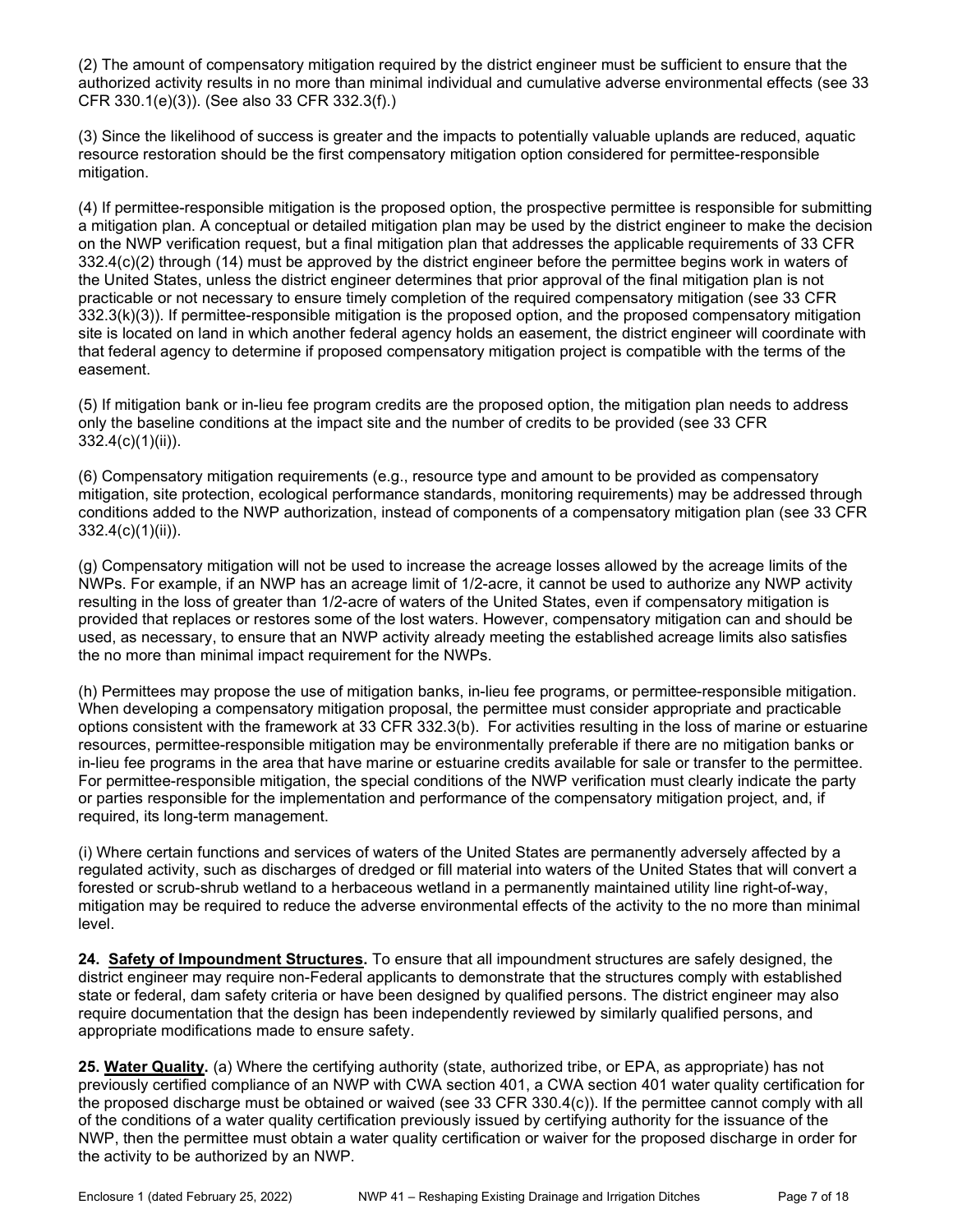(2) The amount of compensatory mitigation required by the district engineer must be sufficient to ensure that the authorized activity results in no more than minimal individual and cumulative adverse environmental effects (see 33 CFR 330.1(e)(3)). (See also 33 CFR 332.3(f).)

(3) Since the likelihood of success is greater and the impacts to potentially valuable uplands are reduced, aquatic resource restoration should be the first compensatory mitigation option considered for permittee-responsible mitigation.

(4) If permittee-responsible mitigation is the proposed option, the prospective permittee is responsible for submitting a mitigation plan. A conceptual or detailed mitigation plan may be used by the district engineer to make the decision on the NWP verification request, but a final mitigation plan that addresses the applicable requirements of 33 CFR 332.4(c)(2) through (14) must be approved by the district engineer before the permittee begins work in waters of the United States, unless the district engineer determines that prior approval of the final mitigation plan is not practicable or not necessary to ensure timely completion of the required compensatory mitigation (see 33 CFR 332.3(k)(3)). If permittee-responsible mitigation is the proposed option, and the proposed compensatory mitigation site is located on land in which another federal agency holds an easement, the district engineer will coordinate with that federal agency to determine if proposed compensatory mitigation project is compatible with the terms of the easement.

(5) If mitigation bank or in-lieu fee program credits are the proposed option, the mitigation plan needs to address only the baseline conditions at the impact site and the number of credits to be provided (see 33 CFR 332.4(c)(1)(ii)).

(6) Compensatory mitigation requirements (e.g., resource type and amount to be provided as compensatory mitigation, site protection, ecological performance standards, monitoring requirements) may be addressed through conditions added to the NWP authorization, instead of components of a compensatory mitigation plan (see 33 CFR 332.4(c)(1)(ii)).

(g) Compensatory mitigation will not be used to increase the acreage losses allowed by the acreage limits of the NWPs. For example, if an NWP has an acreage limit of 1/2-acre, it cannot be used to authorize any NWP activity resulting in the loss of greater than 1/2-acre of waters of the United States, even if compensatory mitigation is provided that replaces or restores some of the lost waters. However, compensatory mitigation can and should be used, as necessary, to ensure that an NWP activity already meeting the established acreage limits also satisfies the no more than minimal impact requirement for the NWPs.

(h) Permittees may propose the use of mitigation banks, in-lieu fee programs, or permittee-responsible mitigation. When developing a compensatory mitigation proposal, the permittee must consider appropriate and practicable options consistent with the framework at 33 CFR 332.3(b). For activities resulting in the loss of marine or estuarine resources, permittee-responsible mitigation may be environmentally preferable if there are no mitigation banks or in-lieu fee programs in the area that have marine or estuarine credits available for sale or transfer to the permittee. For permittee-responsible mitigation, the special conditions of the NWP verification must clearly indicate the party or parties responsible for the implementation and performance of the compensatory mitigation project, and, if required, its long-term management.

(i) Where certain functions and services of waters of the United States are permanently adversely affected by a regulated activity, such as discharges of dredged or fill material into waters of the United States that will convert a forested or scrub-shrub wetland to a herbaceous wetland in a permanently maintained utility line right-of-way, mitigation may be required to reduce the adverse environmental effects of the activity to the no more than minimal level.

**24. Safety of Impoundment Structures.** To ensure that all impoundment structures are safely designed, the district engineer may require non-Federal applicants to demonstrate that the structures comply with established state or federal, dam safety criteria or have been designed by qualified persons. The district engineer may also require documentation that the design has been independently reviewed by similarly qualified persons, and appropriate modifications made to ensure safety.

**25. Water Quality.** (a) Where the certifying authority (state, authorized tribe, or EPA, as appropriate) has not previously certified compliance of an NWP with CWA section 401, a CWA section 401 water quality certification for the proposed discharge must be obtained or waived (see 33 CFR 330.4(c)). If the permittee cannot comply with all of the conditions of a water quality certification previously issued by certifying authority for the issuance of the NWP, then the permittee must obtain a water quality certification or waiver for the proposed discharge in order for the activity to be authorized by an NWP.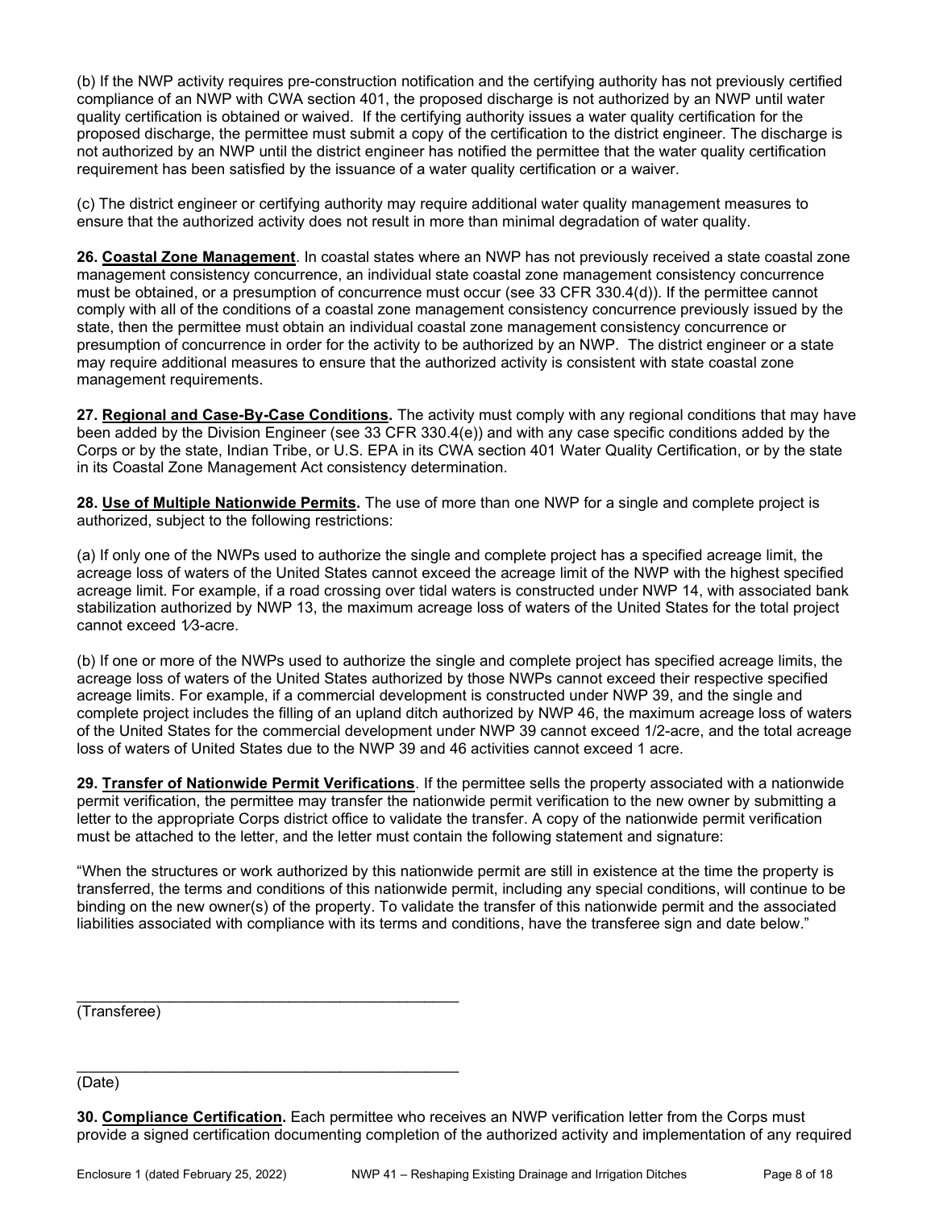(b) If the NWP activity requires pre-construction notification and the certifying authority has not previously certified compliance of an NWP with CWA section 401, the proposed discharge is not authorized by an NWP until water quality certification is obtained or waived. If the certifying authority issues a water quality certification for the proposed discharge, the permittee must submit a copy of the certification to the district engineer. The discharge is not authorized by an NWP until the district engineer has notified the permittee that the water quality certification requirement has been satisfied by the issuance of a water quality certification or a waiver.

(c) The district engineer or certifying authority may require additional water quality management measures to ensure that the authorized activity does not result in more than minimal degradation of water quality.

**26. Coastal Zone Management**. In coastal states where an NWP has not previously received a state coastal zone management consistency concurrence, an individual state coastal zone management consistency concurrence must be obtained, or a presumption of concurrence must occur (see 33 CFR 330.4(d)). If the permittee cannot comply with all of the conditions of a coastal zone management consistency concurrence previously issued by the state, then the permittee must obtain an individual coastal zone management consistency concurrence or presumption of concurrence in order for the activity to be authorized by an NWP. The district engineer or a state may require additional measures to ensure that the authorized activity is consistent with state coastal zone management requirements.

**27. Regional and Case-By-Case Conditions.** The activity must comply with any regional conditions that may have been added by the Division Engineer (see 33 CFR 330.4(e)) and with any case specific conditions added by the Corps or by the state, Indian Tribe, or U.S. EPA in its CWA section 401 Water Quality Certification, or by the state in its Coastal Zone Management Act consistency determination.

**28. Use of Multiple Nationwide Permits.** The use of more than one NWP for a single and complete project is authorized, subject to the following restrictions:

(a) If only one of the NWPs used to authorize the single and complete project has a specified acreage limit, the acreage loss of waters of the United States cannot exceed the acreage limit of the NWP with the highest specified acreage limit. For example, if a road crossing over tidal waters is constructed under NWP 14, with associated bank stabilization authorized by NWP 13, the maximum acreage loss of waters of the United States for the total project cannot exceed 1⁄3-acre.

(b) If one or more of the NWPs used to authorize the single and complete project has specified acreage limits, the acreage loss of waters of the United States authorized by those NWPs cannot exceed their respective specified acreage limits. For example, if a commercial development is constructed under NWP 39, and the single and complete project includes the filling of an upland ditch authorized by NWP 46, the maximum acreage loss of waters of the United States for the commercial development under NWP 39 cannot exceed 1/2-acre, and the total acreage loss of waters of United States due to the NWP 39 and 46 activities cannot exceed 1 acre.

**29. Transfer of Nationwide Permit Verifications**. If the permittee sells the property associated with a nationwide permit verification, the permittee may transfer the nationwide permit verification to the new owner by submitting a letter to the appropriate Corps district office to validate the transfer. A copy of the nationwide permit verification must be attached to the letter, and the letter must contain the following statement and signature:

"When the structures or work authorized by this nationwide permit are still in existence at the time the property is transferred, the terms and conditions of this nationwide permit, including any special conditions, will continue to be binding on the new owner(s) of the property. To validate the transfer of this nationwide permit and the associated liabilities associated with compliance with its terms and conditions, have the transferee sign and date below."

_______________________________________________
(Transferee)

_______________________________________________
(Date)

**30. Compliance Certification.** Each permittee who receives an NWP verification letter from the Corps must provide a signed certification documenting completion of the authorized activity and implementation of any required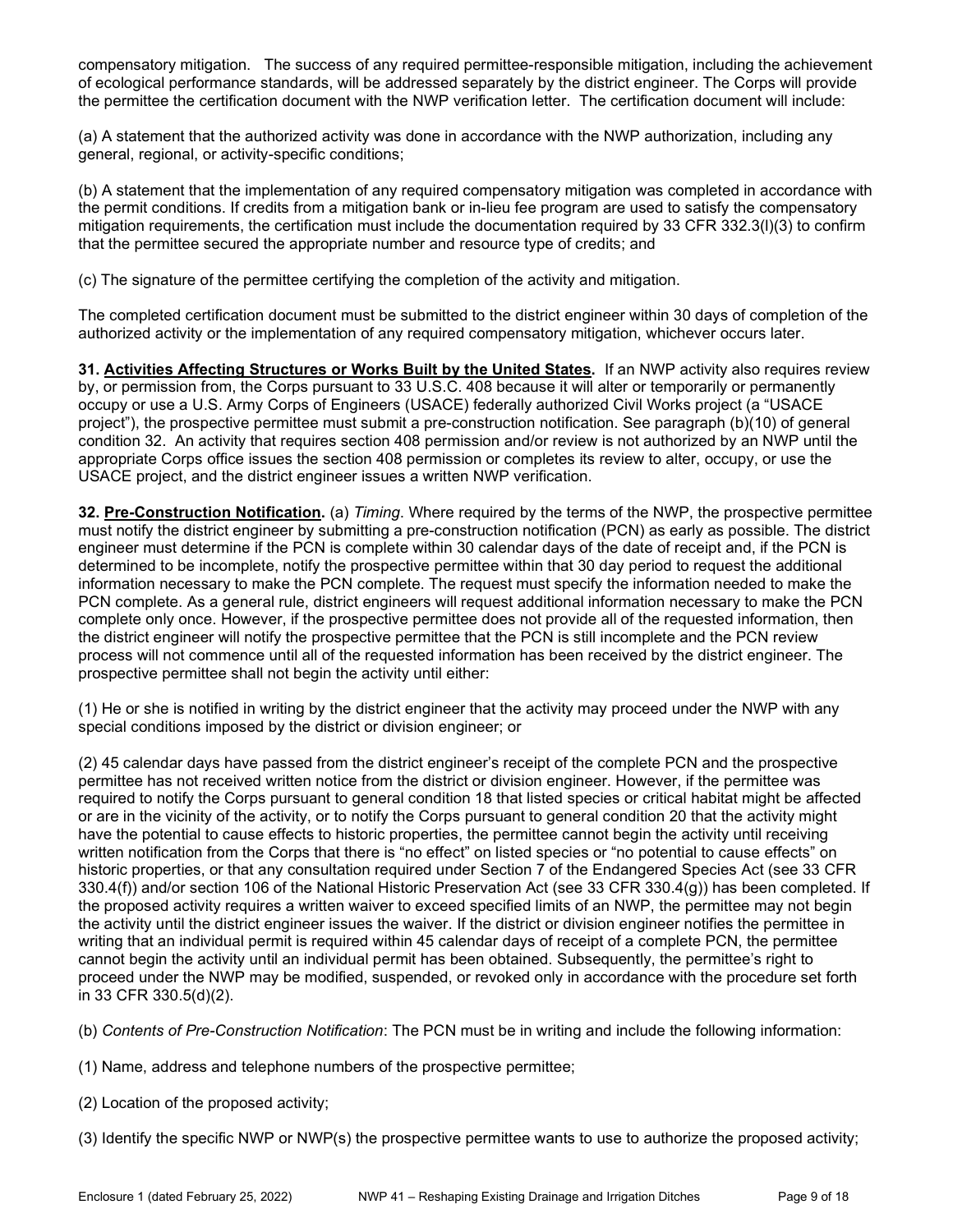compensatory mitigation. The success of any required permittee-responsible mitigation, including the achievement of ecological performance standards, will be addressed separately by the district engineer. The Corps will provide the permittee the certification document with the NWP verification letter. The certification document will include:

(a) A statement that the authorized activity was done in accordance with the NWP authorization, including any general, regional, or activity-specific conditions;

(b) A statement that the implementation of any required compensatory mitigation was completed in accordance with the permit conditions. If credits from a mitigation bank or in-lieu fee program are used to satisfy the compensatory mitigation requirements, the certification must include the documentation required by 33 CFR 332.3(l)(3) to confirm that the permittee secured the appropriate number and resource type of credits; and

(c) The signature of the permittee certifying the completion of the activity and mitigation.

The completed certification document must be submitted to the district engineer within 30 days of completion of the authorized activity or the implementation of any required compensatory mitigation, whichever occurs later.

**31. Activities Affecting Structures or Works Built by the United States.** If an NWP activity also requires review by, or permission from, the Corps pursuant to 33 U.S.C. 408 because it will alter or temporarily or permanently occupy or use a U.S. Army Corps of Engineers (USACE) federally authorized Civil Works project (a "USACE project"), the prospective permittee must submit a pre-construction notification. See paragraph (b)(10) of general condition 32. An activity that requires section 408 permission and/or review is not authorized by an NWP until the appropriate Corps office issues the section 408 permission or completes its review to alter, occupy, or use the USACE project, and the district engineer issues a written NWP verification.

**32. Pre-Construction Notification.** (a) *Timing*. Where required by the terms of the NWP, the prospective permittee must notify the district engineer by submitting a pre-construction notification (PCN) as early as possible. The district engineer must determine if the PCN is complete within 30 calendar days of the date of receipt and, if the PCN is determined to be incomplete, notify the prospective permittee within that 30 day period to request the additional information necessary to make the PCN complete. The request must specify the information needed to make the PCN complete. As a general rule, district engineers will request additional information necessary to make the PCN complete only once. However, if the prospective permittee does not provide all of the requested information, then the district engineer will notify the prospective permittee that the PCN is still incomplete and the PCN review process will not commence until all of the requested information has been received by the district engineer. The prospective permittee shall not begin the activity until either:

(1) He or she is notified in writing by the district engineer that the activity may proceed under the NWP with any special conditions imposed by the district or division engineer; or

(2) 45 calendar days have passed from the district engineer's receipt of the complete PCN and the prospective permittee has not received written notice from the district or division engineer. However, if the permittee was required to notify the Corps pursuant to general condition 18 that listed species or critical habitat might be affected or are in the vicinity of the activity, or to notify the Corps pursuant to general condition 20 that the activity might have the potential to cause effects to historic properties, the permittee cannot begin the activity until receiving written notification from the Corps that there is "no effect" on listed species or "no potential to cause effects" on historic properties, or that any consultation required under Section 7 of the Endangered Species Act (see 33 CFR 330.4(f)) and/or section 106 of the National Historic Preservation Act (see 33 CFR 330.4(g)) has been completed. If the proposed activity requires a written waiver to exceed specified limits of an NWP, the permittee may not begin the activity until the district engineer issues the waiver. If the district or division engineer notifies the permittee in writing that an individual permit is required within 45 calendar days of receipt of a complete PCN, the permittee cannot begin the activity until an individual permit has been obtained. Subsequently, the permittee's right to proceed under the NWP may be modified, suspended, or revoked only in accordance with the procedure set forth in 33 CFR 330.5(d)(2).

(b) *Contents of Pre-Construction Notification*: The PCN must be in writing and include the following information:

(1) Name, address and telephone numbers of the prospective permittee;

(2) Location of the proposed activity;

(3) Identify the specific NWP or NWP(s) the prospective permittee wants to use to authorize the proposed activity;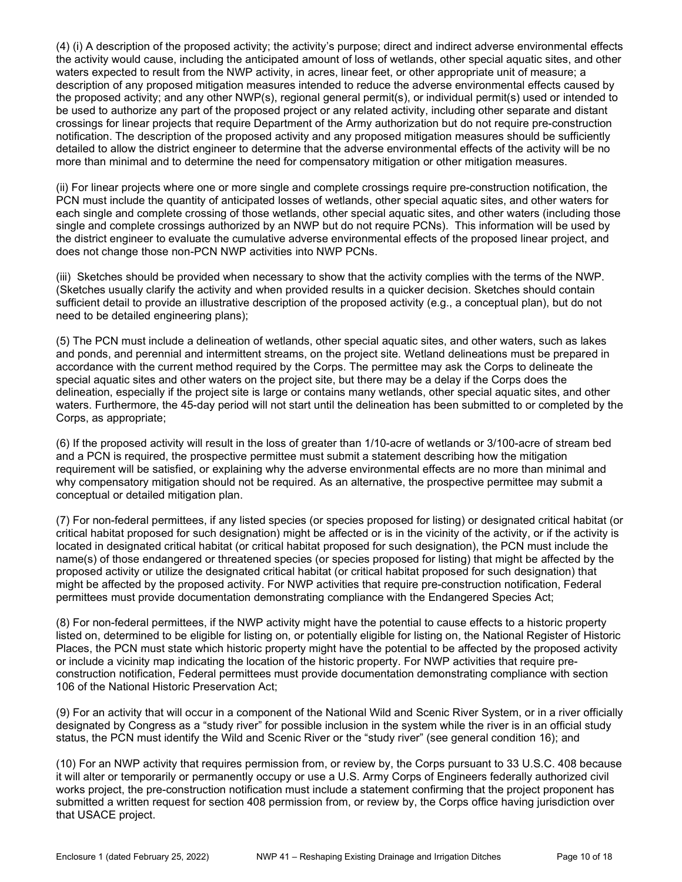(4) (i) A description of the proposed activity; the activity's purpose; direct and indirect adverse environmental effects the activity would cause, including the anticipated amount of loss of wetlands, other special aquatic sites, and other waters expected to result from the NWP activity, in acres, linear feet, or other appropriate unit of measure; a description of any proposed mitigation measures intended to reduce the adverse environmental effects caused by the proposed activity; and any other NWP(s), regional general permit(s), or individual permit(s) used or intended to be used to authorize any part of the proposed project or any related activity, including other separate and distant crossings for linear projects that require Department of the Army authorization but do not require pre-construction notification. The description of the proposed activity and any proposed mitigation measures should be sufficiently detailed to allow the district engineer to determine that the adverse environmental effects of the activity will be no more than minimal and to determine the need for compensatory mitigation or other mitigation measures.

(ii) For linear projects where one or more single and complete crossings require pre-construction notification, the PCN must include the quantity of anticipated losses of wetlands, other special aquatic sites, and other waters for each single and complete crossing of those wetlands, other special aquatic sites, and other waters (including those single and complete crossings authorized by an NWP but do not require PCNs). This information will be used by the district engineer to evaluate the cumulative adverse environmental effects of the proposed linear project, and does not change those non-PCN NWP activities into NWP PCNs.

(iii) Sketches should be provided when necessary to show that the activity complies with the terms of the NWP. (Sketches usually clarify the activity and when provided results in a quicker decision. Sketches should contain sufficient detail to provide an illustrative description of the proposed activity (e.g., a conceptual plan), but do not need to be detailed engineering plans);

(5) The PCN must include a delineation of wetlands, other special aquatic sites, and other waters, such as lakes and ponds, and perennial and intermittent streams, on the project site. Wetland delineations must be prepared in accordance with the current method required by the Corps. The permittee may ask the Corps to delineate the special aquatic sites and other waters on the project site, but there may be a delay if the Corps does the delineation, especially if the project site is large or contains many wetlands, other special aquatic sites, and other waters. Furthermore, the 45-day period will not start until the delineation has been submitted to or completed by the Corps, as appropriate;

(6) If the proposed activity will result in the loss of greater than 1/10-acre of wetlands or 3/100-acre of stream bed and a PCN is required, the prospective permittee must submit a statement describing how the mitigation requirement will be satisfied, or explaining why the adverse environmental effects are no more than minimal and why compensatory mitigation should not be required. As an alternative, the prospective permittee may submit a conceptual or detailed mitigation plan.

(7) For non-federal permittees, if any listed species (or species proposed for listing) or designated critical habitat (or critical habitat proposed for such designation) might be affected or is in the vicinity of the activity, or if the activity is located in designated critical habitat (or critical habitat proposed for such designation), the PCN must include the name(s) of those endangered or threatened species (or species proposed for listing) that might be affected by the proposed activity or utilize the designated critical habitat (or critical habitat proposed for such designation) that might be affected by the proposed activity. For NWP activities that require pre-construction notification, Federal permittees must provide documentation demonstrating compliance with the Endangered Species Act;

(8) For non-federal permittees, if the NWP activity might have the potential to cause effects to a historic property listed on, determined to be eligible for listing on, or potentially eligible for listing on, the National Register of Historic Places, the PCN must state which historic property might have the potential to be affected by the proposed activity or include a vicinity map indicating the location of the historic property. For NWP activities that require pre-construction notification, Federal permittees must provide documentation demonstrating compliance with section 106 of the National Historic Preservation Act;

(9) For an activity that will occur in a component of the National Wild and Scenic River System, or in a river officially designated by Congress as a "study river" for possible inclusion in the system while the river is in an official study status, the PCN must identify the Wild and Scenic River or the "study river" (see general condition 16); and

(10) For an NWP activity that requires permission from, or review by, the Corps pursuant to 33 U.S.C. 408 because it will alter or temporarily or permanently occupy or use a U.S. Army Corps of Engineers federally authorized civil works project, the pre-construction notification must include a statement confirming that the project proponent has submitted a written request for section 408 permission from, or review by, the Corps office having jurisdiction over that USACE project.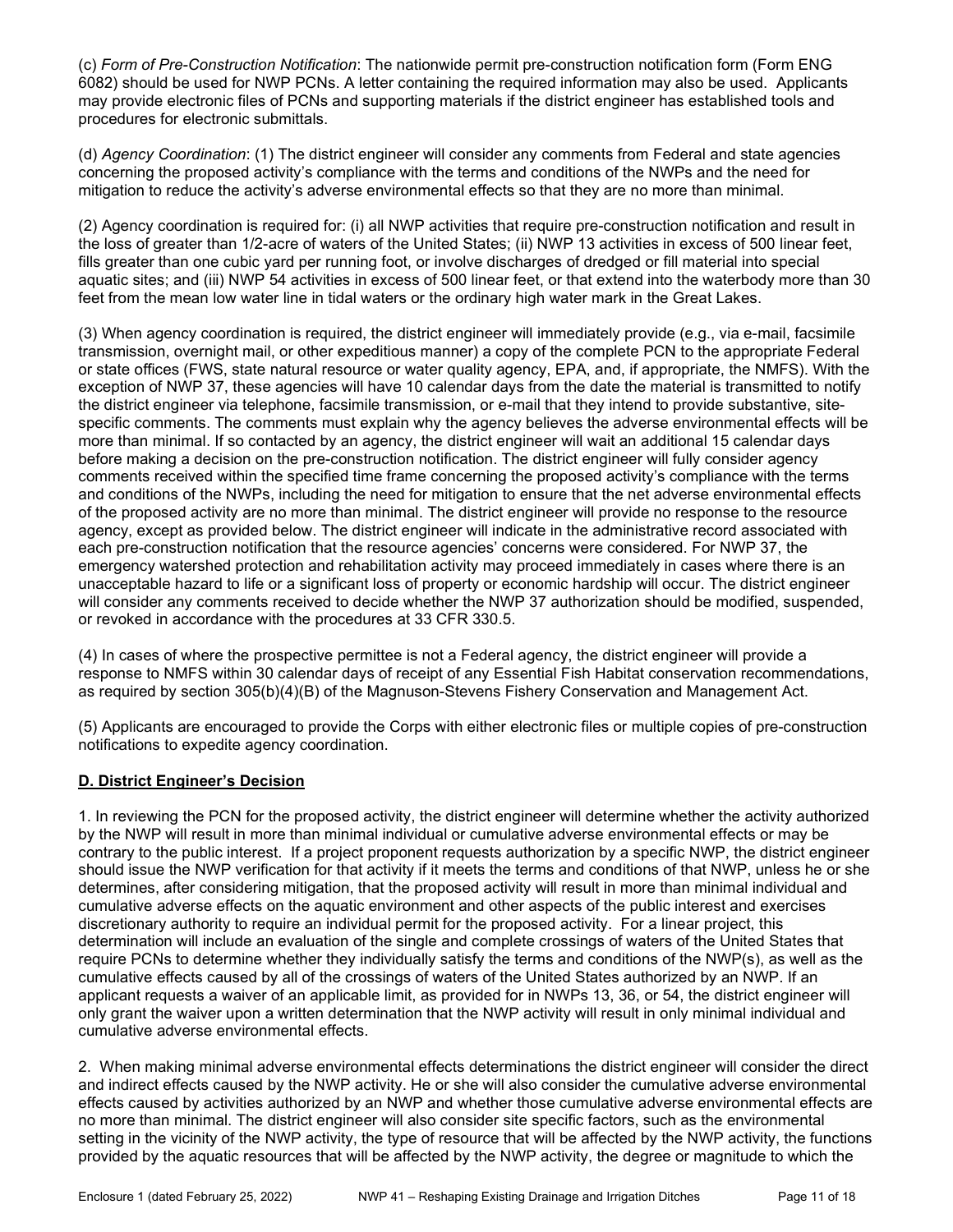(c) *Form of Pre-Construction Notification*: The nationwide permit pre-construction notification form (Form ENG 6082) should be used for NWP PCNs. A letter containing the required information may also be used. Applicants may provide electronic files of PCNs and supporting materials if the district engineer has established tools and procedures for electronic submittals.

(d) *Agency Coordination*: (1) The district engineer will consider any comments from Federal and state agencies concerning the proposed activity's compliance with the terms and conditions of the NWPs and the need for mitigation to reduce the activity's adverse environmental effects so that they are no more than minimal.

(2) Agency coordination is required for: (i) all NWP activities that require pre-construction notification and result in the loss of greater than 1/2-acre of waters of the United States; (ii) NWP 13 activities in excess of 500 linear feet, fills greater than one cubic yard per running foot, or involve discharges of dredged or fill material into special aquatic sites; and (iii) NWP 54 activities in excess of 500 linear feet, or that extend into the waterbody more than 30 feet from the mean low water line in tidal waters or the ordinary high water mark in the Great Lakes.

(3) When agency coordination is required, the district engineer will immediately provide (e.g., via e-mail, facsimile transmission, overnight mail, or other expeditious manner) a copy of the complete PCN to the appropriate Federal or state offices (FWS, state natural resource or water quality agency, EPA, and, if appropriate, the NMFS). With the exception of NWP 37, these agencies will have 10 calendar days from the date the material is transmitted to notify the district engineer via telephone, facsimile transmission, or e-mail that they intend to provide substantive, site-specific comments. The comments must explain why the agency believes the adverse environmental effects will be more than minimal. If so contacted by an agency, the district engineer will wait an additional 15 calendar days before making a decision on the pre-construction notification. The district engineer will fully consider agency comments received within the specified time frame concerning the proposed activity's compliance with the terms and conditions of the NWPs, including the need for mitigation to ensure that the net adverse environmental effects of the proposed activity are no more than minimal. The district engineer will provide no response to the resource agency, except as provided below. The district engineer will indicate in the administrative record associated with each pre-construction notification that the resource agencies' concerns were considered. For NWP 37, the emergency watershed protection and rehabilitation activity may proceed immediately in cases where there is an unacceptable hazard to life or a significant loss of property or economic hardship will occur. The district engineer will consider any comments received to decide whether the NWP 37 authorization should be modified, suspended, or revoked in accordance with the procedures at 33 CFR 330.5.

(4) In cases of where the prospective permittee is not a Federal agency, the district engineer will provide a response to NMFS within 30 calendar days of receipt of any Essential Fish Habitat conservation recommendations, as required by section 305(b)(4)(B) of the Magnuson-Stevens Fishery Conservation and Management Act.

(5) Applicants are encouraged to provide the Corps with either electronic files or multiple copies of pre-construction notifications to expedite agency coordination.

## D. District Engineer's Decision

1. In reviewing the PCN for the proposed activity, the district engineer will determine whether the activity authorized by the NWP will result in more than minimal individual or cumulative adverse environmental effects or may be contrary to the public interest. If a project proponent requests authorization by a specific NWP, the district engineer should issue the NWP verification for that activity if it meets the terms and conditions of that NWP, unless he or she determines, after considering mitigation, that the proposed activity will result in more than minimal individual and cumulative adverse effects on the aquatic environment and other aspects of the public interest and exercises discretionary authority to require an individual permit for the proposed activity. For a linear project, this determination will include an evaluation of the single and complete crossings of waters of the United States that require PCNs to determine whether they individually satisfy the terms and conditions of the NWP(s), as well as the cumulative effects caused by all of the crossings of waters of the United States authorized by an NWP. If an applicant requests a waiver of an applicable limit, as provided for in NWPs 13, 36, or 54, the district engineer will only grant the waiver upon a written determination that the NWP activity will result in only minimal individual and cumulative adverse environmental effects.

2. When making minimal adverse environmental effects determinations the district engineer will consider the direct and indirect effects caused by the NWP activity. He or she will also consider the cumulative adverse environmental effects caused by activities authorized by an NWP and whether those cumulative adverse environmental effects are no more than minimal. The district engineer will also consider site specific factors, such as the environmental setting in the vicinity of the NWP activity, the type of resource that will be affected by the NWP activity, the functions provided by the aquatic resources that will be affected by the NWP activity, the degree or magnitude to which the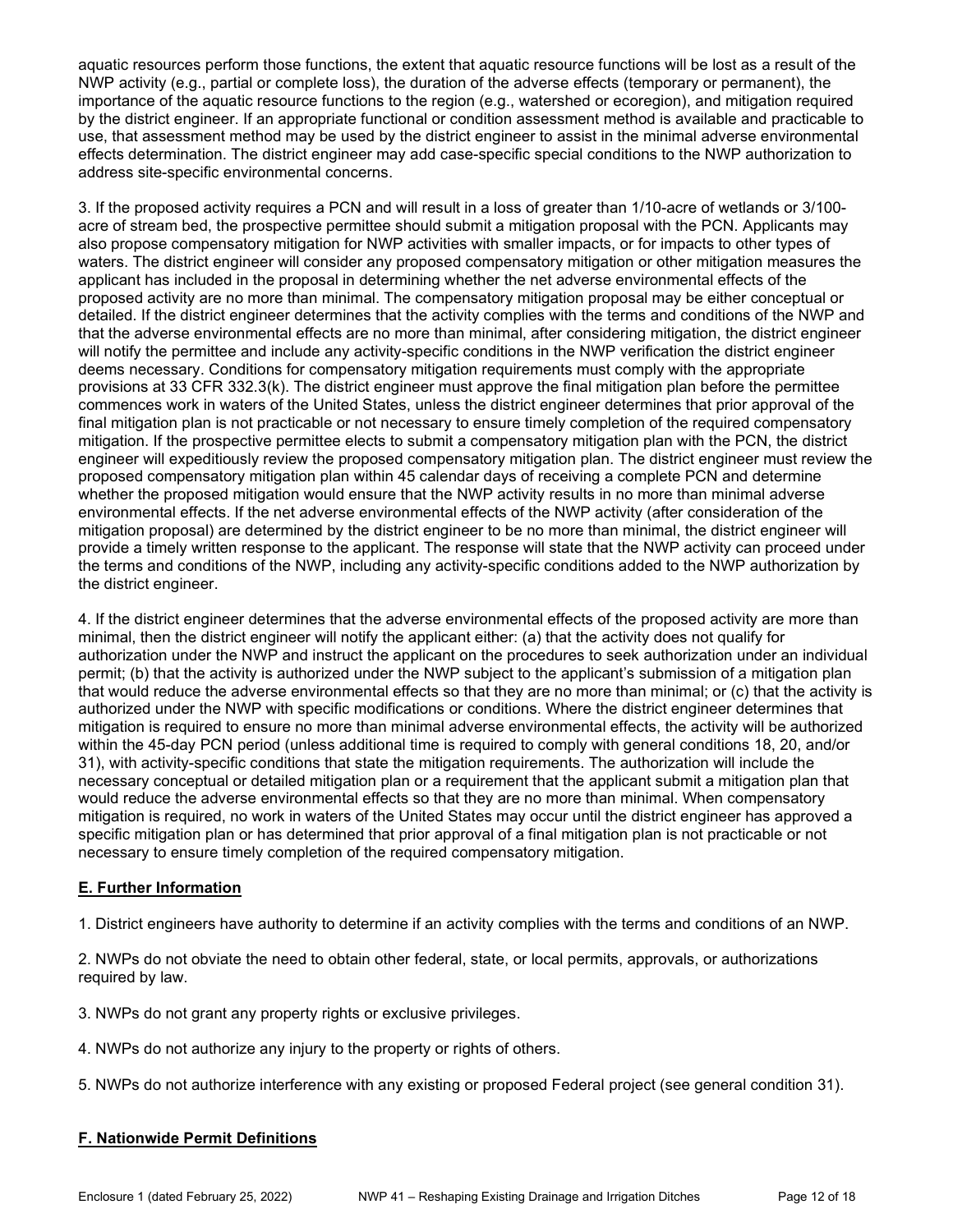aquatic resources perform those functions, the extent that aquatic resource functions will be lost as a result of the NWP activity (e.g., partial or complete loss), the duration of the adverse effects (temporary or permanent), the importance of the aquatic resource functions to the region (e.g., watershed or ecoregion), and mitigation required by the district engineer. If an appropriate functional or condition assessment method is available and practicable to use, that assessment method may be used by the district engineer to assist in the minimal adverse environmental effects determination. The district engineer may add case-specific special conditions to the NWP authorization to address site-specific environmental concerns.

3. If the proposed activity requires a PCN and will result in a loss of greater than 1/10-acre of wetlands or 3/100-acre of stream bed, the prospective permittee should submit a mitigation proposal with the PCN. Applicants may also propose compensatory mitigation for NWP activities with smaller impacts, or for impacts to other types of waters. The district engineer will consider any proposed compensatory mitigation or other mitigation measures the applicant has included in the proposal in determining whether the net adverse environmental effects of the proposed activity are no more than minimal. The compensatory mitigation proposal may be either conceptual or detailed. If the district engineer determines that the activity complies with the terms and conditions of the NWP and that the adverse environmental effects are no more than minimal, after considering mitigation, the district engineer will notify the permittee and include any activity-specific conditions in the NWP verification the district engineer deems necessary. Conditions for compensatory mitigation requirements must comply with the appropriate provisions at 33 CFR 332.3(k). The district engineer must approve the final mitigation plan before the permittee commences work in waters of the United States, unless the district engineer determines that prior approval of the final mitigation plan is not practicable or not necessary to ensure timely completion of the required compensatory mitigation. If the prospective permittee elects to submit a compensatory mitigation plan with the PCN, the district engineer will expeditiously review the proposed compensatory mitigation plan. The district engineer must review the proposed compensatory mitigation plan within 45 calendar days of receiving a complete PCN and determine whether the proposed mitigation would ensure that the NWP activity results in no more than minimal adverse environmental effects. If the net adverse environmental effects of the NWP activity (after consideration of the mitigation proposal) are determined by the district engineer to be no more than minimal, the district engineer will provide a timely written response to the applicant. The response will state that the NWP activity can proceed under the terms and conditions of the NWP, including any activity-specific conditions added to the NWP authorization by the district engineer.

4. If the district engineer determines that the adverse environmental effects of the proposed activity are more than minimal, then the district engineer will notify the applicant either: (a) that the activity does not qualify for authorization under the NWP and instruct the applicant on the procedures to seek authorization under an individual permit; (b) that the activity is authorized under the NWP subject to the applicant's submission of a mitigation plan that would reduce the adverse environmental effects so that they are no more than minimal; or (c) that the activity is authorized under the NWP with specific modifications or conditions. Where the district engineer determines that mitigation is required to ensure no more than minimal adverse environmental effects, the activity will be authorized within the 45-day PCN period (unless additional time is required to comply with general conditions 18, 20, and/or 31), with activity-specific conditions that state the mitigation requirements. The authorization will include the necessary conceptual or detailed mitigation plan or a requirement that the applicant submit a mitigation plan that would reduce the adverse environmental effects so that they are no more than minimal. When compensatory mitigation is required, no work in waters of the United States may occur until the district engineer has approved a specific mitigation plan or has determined that prior approval of a final mitigation plan is not practicable or not necessary to ensure timely completion of the required compensatory mitigation.

## E. Further Information

1. District engineers have authority to determine if an activity complies with the terms and conditions of an NWP.

2. NWPs do not obviate the need to obtain other federal, state, or local permits, approvals, or authorizations required by law.

3. NWPs do not grant any property rights or exclusive privileges.

4. NWPs do not authorize any injury to the property or rights of others.

5. NWPs do not authorize interference with any existing or proposed Federal project (see general condition 31).

## F. Nationwide Permit Definitions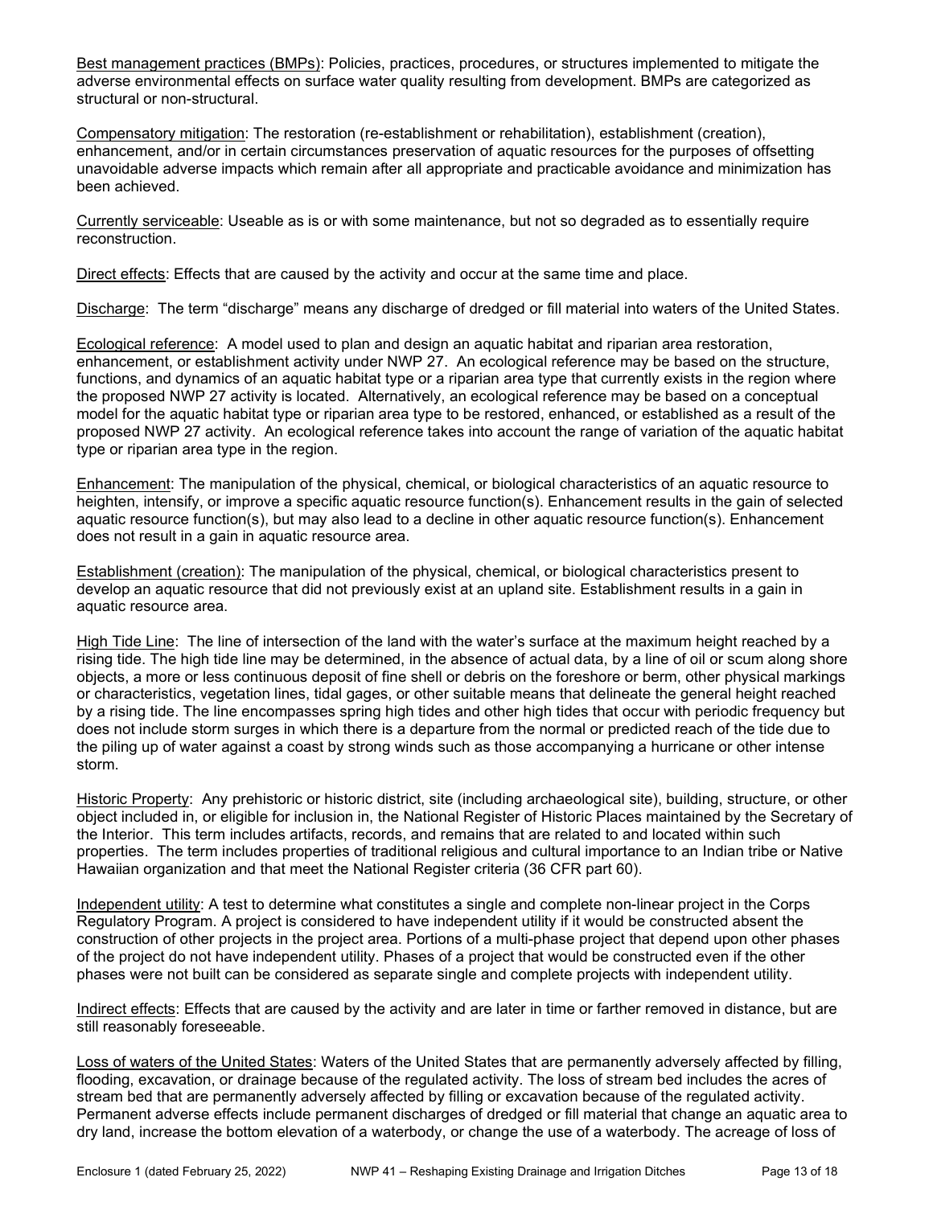Best management practices (BMPs): Policies, practices, procedures, or structures implemented to mitigate the adverse environmental effects on surface water quality resulting from development. BMPs are categorized as structural or non-structural.

Compensatory mitigation: The restoration (re-establishment or rehabilitation), establishment (creation), enhancement, and/or in certain circumstances preservation of aquatic resources for the purposes of offsetting unavoidable adverse impacts which remain after all appropriate and practicable avoidance and minimization has been achieved.

Currently serviceable: Useable as is or with some maintenance, but not so degraded as to essentially require reconstruction.

Direct effects: Effects that are caused by the activity and occur at the same time and place.

Discharge: The term "discharge" means any discharge of dredged or fill material into waters of the United States.

Ecological reference: A model used to plan and design an aquatic habitat and riparian area restoration, enhancement, or establishment activity under NWP 27. An ecological reference may be based on the structure, functions, and dynamics of an aquatic habitat type or a riparian area type that currently exists in the region where the proposed NWP 27 activity is located. Alternatively, an ecological reference may be based on a conceptual model for the aquatic habitat type or riparian area type to be restored, enhanced, or established as a result of the proposed NWP 27 activity. An ecological reference takes into account the range of variation of the aquatic habitat type or riparian area type in the region.

Enhancement: The manipulation of the physical, chemical, or biological characteristics of an aquatic resource to heighten, intensify, or improve a specific aquatic resource function(s). Enhancement results in the gain of selected aquatic resource function(s), but may also lead to a decline in other aquatic resource function(s). Enhancement does not result in a gain in aquatic resource area.

Establishment (creation): The manipulation of the physical, chemical, or biological characteristics present to develop an aquatic resource that did not previously exist at an upland site. Establishment results in a gain in aquatic resource area.

High Tide Line: The line of intersection of the land with the water's surface at the maximum height reached by a rising tide. The high tide line may be determined, in the absence of actual data, by a line of oil or scum along shore objects, a more or less continuous deposit of fine shell or debris on the foreshore or berm, other physical markings or characteristics, vegetation lines, tidal gages, or other suitable means that delineate the general height reached by a rising tide. The line encompasses spring high tides and other high tides that occur with periodic frequency but does not include storm surges in which there is a departure from the normal or predicted reach of the tide due to the piling up of water against a coast by strong winds such as those accompanying a hurricane or other intense storm.

Historic Property: Any prehistoric or historic district, site (including archaeological site), building, structure, or other object included in, or eligible for inclusion in, the National Register of Historic Places maintained by the Secretary of the Interior. This term includes artifacts, records, and remains that are related to and located within such properties. The term includes properties of traditional religious and cultural importance to an Indian tribe or Native Hawaiian organization and that meet the National Register criteria (36 CFR part 60).

Independent utility: A test to determine what constitutes a single and complete non-linear project in the Corps Regulatory Program. A project is considered to have independent utility if it would be constructed absent the construction of other projects in the project area. Portions of a multi-phase project that depend upon other phases of the project do not have independent utility. Phases of a project that would be constructed even if the other phases were not built can be considered as separate single and complete projects with independent utility.

Indirect effects: Effects that are caused by the activity and are later in time or farther removed in distance, but are still reasonably foreseeable.

Loss of waters of the United States: Waters of the United States that are permanently adversely affected by filling, flooding, excavation, or drainage because of the regulated activity. The loss of stream bed includes the acres of stream bed that are permanently adversely affected by filling or excavation because of the regulated activity. Permanent adverse effects include permanent discharges of dredged or fill material that change an aquatic area to dry land, increase the bottom elevation of a waterbody, or change the use of a waterbody. The acreage of loss of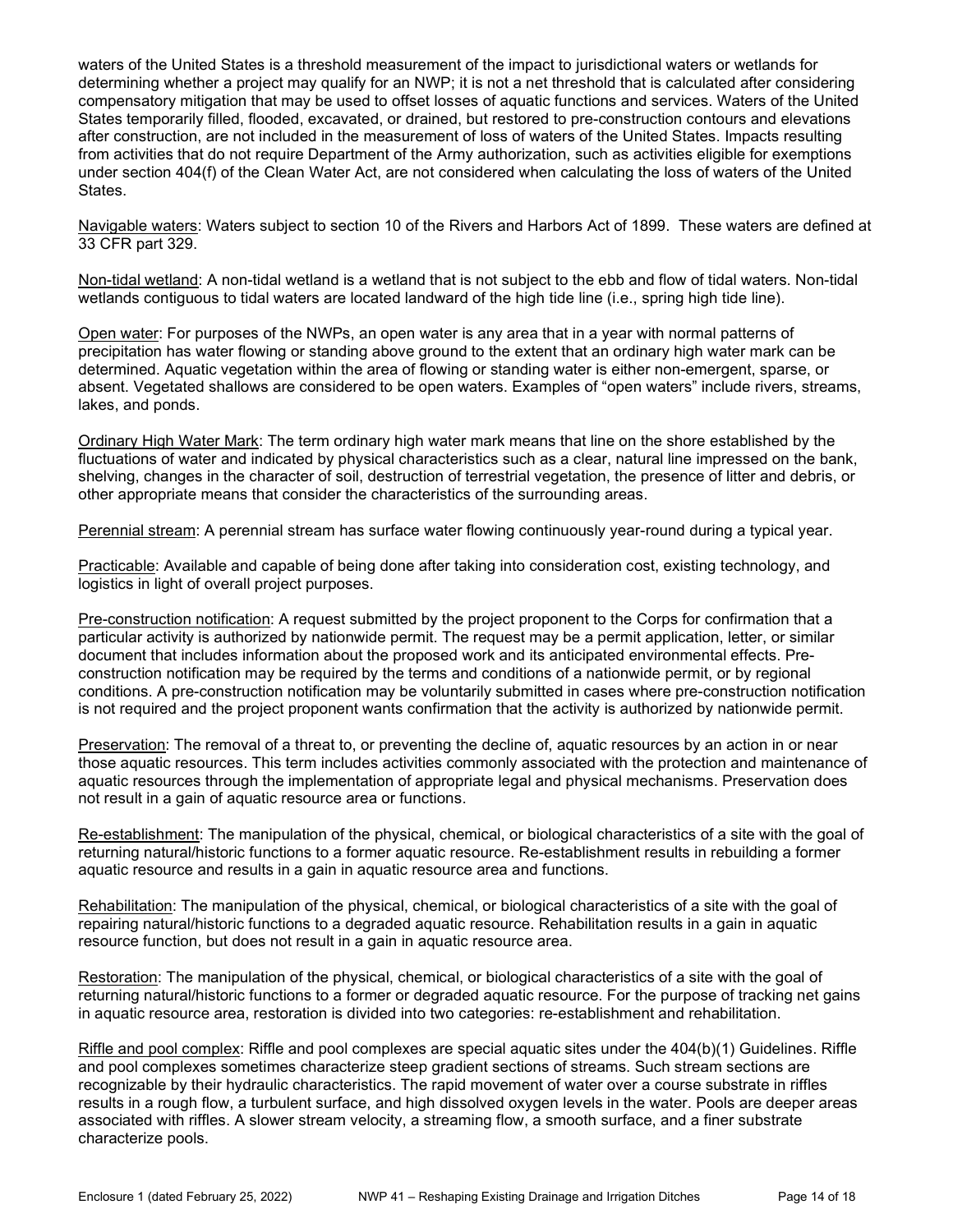waters of the United States is a threshold measurement of the impact to jurisdictional waters or wetlands for determining whether a project may qualify for an NWP; it is not a net threshold that is calculated after considering compensatory mitigation that may be used to offset losses of aquatic functions and services. Waters of the United States temporarily filled, flooded, excavated, or drained, but restored to pre-construction contours and elevations after construction, are not included in the measurement of loss of waters of the United States. Impacts resulting from activities that do not require Department of the Army authorization, such as activities eligible for exemptions under section 404(f) of the Clean Water Act, are not considered when calculating the loss of waters of the United States.

Navigable waters: Waters subject to section 10 of the Rivers and Harbors Act of 1899. These waters are defined at 33 CFR part 329.

Non-tidal wetland: A non-tidal wetland is a wetland that is not subject to the ebb and flow of tidal waters. Non-tidal wetlands contiguous to tidal waters are located landward of the high tide line (i.e., spring high tide line).

Open water: For purposes of the NWPs, an open water is any area that in a year with normal patterns of precipitation has water flowing or standing above ground to the extent that an ordinary high water mark can be determined. Aquatic vegetation within the area of flowing or standing water is either non-emergent, sparse, or absent. Vegetated shallows are considered to be open waters. Examples of "open waters" include rivers, streams, lakes, and ponds.

Ordinary High Water Mark: The term ordinary high water mark means that line on the shore established by the fluctuations of water and indicated by physical characteristics such as a clear, natural line impressed on the bank, shelving, changes in the character of soil, destruction of terrestrial vegetation, the presence of litter and debris, or other appropriate means that consider the characteristics of the surrounding areas.

Perennial stream: A perennial stream has surface water flowing continuously year-round during a typical year.

Practicable: Available and capable of being done after taking into consideration cost, existing technology, and logistics in light of overall project purposes.

Pre-construction notification: A request submitted by the project proponent to the Corps for confirmation that a particular activity is authorized by nationwide permit. The request may be a permit application, letter, or similar document that includes information about the proposed work and its anticipated environmental effects. Pre-construction notification may be required by the terms and conditions of a nationwide permit, or by regional conditions. A pre-construction notification may be voluntarily submitted in cases where pre-construction notification is not required and the project proponent wants confirmation that the activity is authorized by nationwide permit.

Preservation: The removal of a threat to, or preventing the decline of, aquatic resources by an action in or near those aquatic resources. This term includes activities commonly associated with the protection and maintenance of aquatic resources through the implementation of appropriate legal and physical mechanisms. Preservation does not result in a gain of aquatic resource area or functions.

Re-establishment: The manipulation of the physical, chemical, or biological characteristics of a site with the goal of returning natural/historic functions to a former aquatic resource. Re-establishment results in rebuilding a former aquatic resource and results in a gain in aquatic resource area and functions.

Rehabilitation: The manipulation of the physical, chemical, or biological characteristics of a site with the goal of repairing natural/historic functions to a degraded aquatic resource. Rehabilitation results in a gain in aquatic resource function, but does not result in a gain in aquatic resource area.

Restoration: The manipulation of the physical, chemical, or biological characteristics of a site with the goal of returning natural/historic functions to a former or degraded aquatic resource. For the purpose of tracking net gains in aquatic resource area, restoration is divided into two categories: re-establishment and rehabilitation.

Riffle and pool complex: Riffle and pool complexes are special aquatic sites under the 404(b)(1) Guidelines. Riffle and pool complexes sometimes characterize steep gradient sections of streams. Such stream sections are recognizable by their hydraulic characteristics. The rapid movement of water over a course substrate in riffles results in a rough flow, a turbulent surface, and high dissolved oxygen levels in the water. Pools are deeper areas associated with riffles. A slower stream velocity, a streaming flow, a smooth surface, and a finer substrate characterize pools.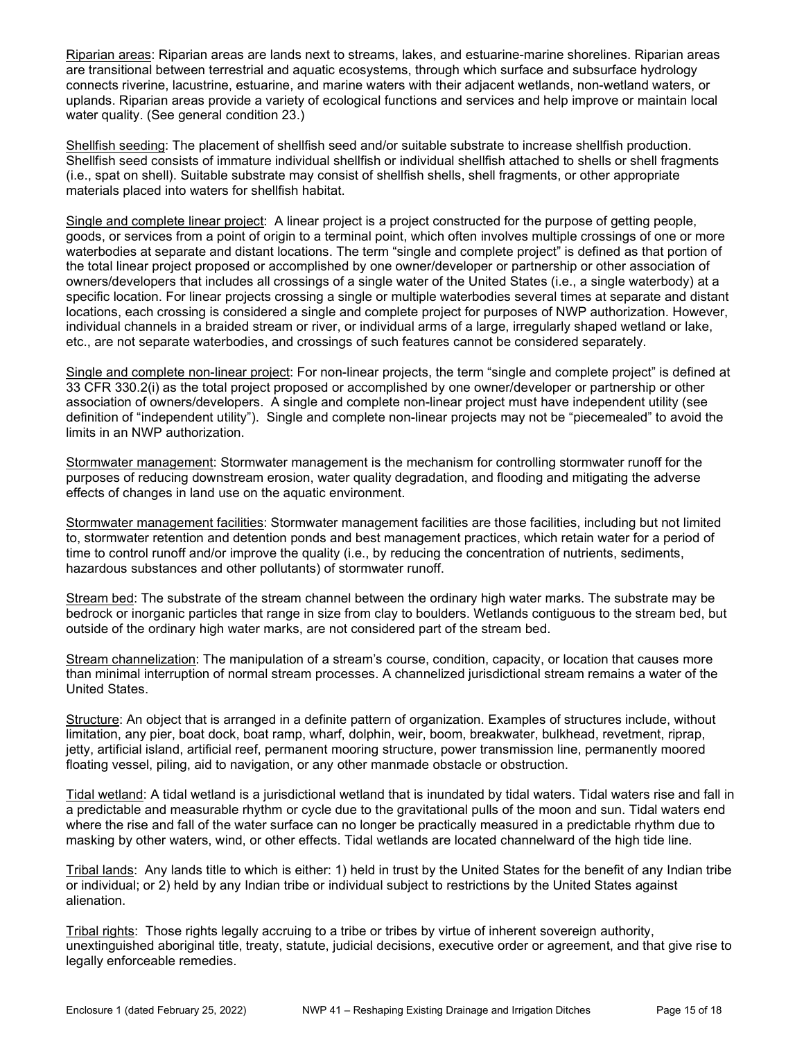Riparian areas: Riparian areas are lands next to streams, lakes, and estuarine-marine shorelines. Riparian areas are transitional between terrestrial and aquatic ecosystems, through which surface and subsurface hydrology connects riverine, lacustrine, estuarine, and marine waters with their adjacent wetlands, non-wetland waters, or uplands. Riparian areas provide a variety of ecological functions and services and help improve or maintain local water quality. (See general condition 23.)

Shellfish seeding: The placement of shellfish seed and/or suitable substrate to increase shellfish production. Shellfish seed consists of immature individual shellfish or individual shellfish attached to shells or shell fragments (i.e., spat on shell). Suitable substrate may consist of shellfish shells, shell fragments, or other appropriate materials placed into waters for shellfish habitat.

Single and complete linear project: A linear project is a project constructed for the purpose of getting people, goods, or services from a point of origin to a terminal point, which often involves multiple crossings of one or more waterbodies at separate and distant locations. The term "single and complete project" is defined as that portion of the total linear project proposed or accomplished by one owner/developer or partnership or other association of owners/developers that includes all crossings of a single water of the United States (i.e., a single waterbody) at a specific location. For linear projects crossing a single or multiple waterbodies several times at separate and distant locations, each crossing is considered a single and complete project for purposes of NWP authorization. However, individual channels in a braided stream or river, or individual arms of a large, irregularly shaped wetland or lake, etc., are not separate waterbodies, and crossings of such features cannot be considered separately.

Single and complete non-linear project: For non-linear projects, the term "single and complete project" is defined at 33 CFR 330.2(i) as the total project proposed or accomplished by one owner/developer or partnership or other association of owners/developers. A single and complete non-linear project must have independent utility (see definition of "independent utility"). Single and complete non-linear projects may not be "piecemealed" to avoid the limits in an NWP authorization.

Stormwater management: Stormwater management is the mechanism for controlling stormwater runoff for the purposes of reducing downstream erosion, water quality degradation, and flooding and mitigating the adverse effects of changes in land use on the aquatic environment.

Stormwater management facilities: Stormwater management facilities are those facilities, including but not limited to, stormwater retention and detention ponds and best management practices, which retain water for a period of time to control runoff and/or improve the quality (i.e., by reducing the concentration of nutrients, sediments, hazardous substances and other pollutants) of stormwater runoff.

Stream bed: The substrate of the stream channel between the ordinary high water marks. The substrate may be bedrock or inorganic particles that range in size from clay to boulders. Wetlands contiguous to the stream bed, but outside of the ordinary high water marks, are not considered part of the stream bed.

Stream channelization: The manipulation of a stream's course, condition, capacity, or location that causes more than minimal interruption of normal stream processes. A channelized jurisdictional stream remains a water of the United States.

Structure: An object that is arranged in a definite pattern of organization. Examples of structures include, without limitation, any pier, boat dock, boat ramp, wharf, dolphin, weir, boom, breakwater, bulkhead, revetment, riprap, jetty, artificial island, artificial reef, permanent mooring structure, power transmission line, permanently moored floating vessel, piling, aid to navigation, or any other manmade obstacle or obstruction.

Tidal wetland: A tidal wetland is a jurisdictional wetland that is inundated by tidal waters. Tidal waters rise and fall in a predictable and measurable rhythm or cycle due to the gravitational pulls of the moon and sun. Tidal waters end where the rise and fall of the water surface can no longer be practically measured in a predictable rhythm due to masking by other waters, wind, or other effects. Tidal wetlands are located channelward of the high tide line.

Tribal lands: Any lands title to which is either: 1) held in trust by the United States for the benefit of any Indian tribe or individual; or 2) held by any Indian tribe or individual subject to restrictions by the United States against alienation.

Tribal rights: Those rights legally accruing to a tribe or tribes by virtue of inherent sovereign authority, unextinguished aboriginal title, treaty, statute, judicial decisions, executive order or agreement, and that give rise to legally enforceable remedies.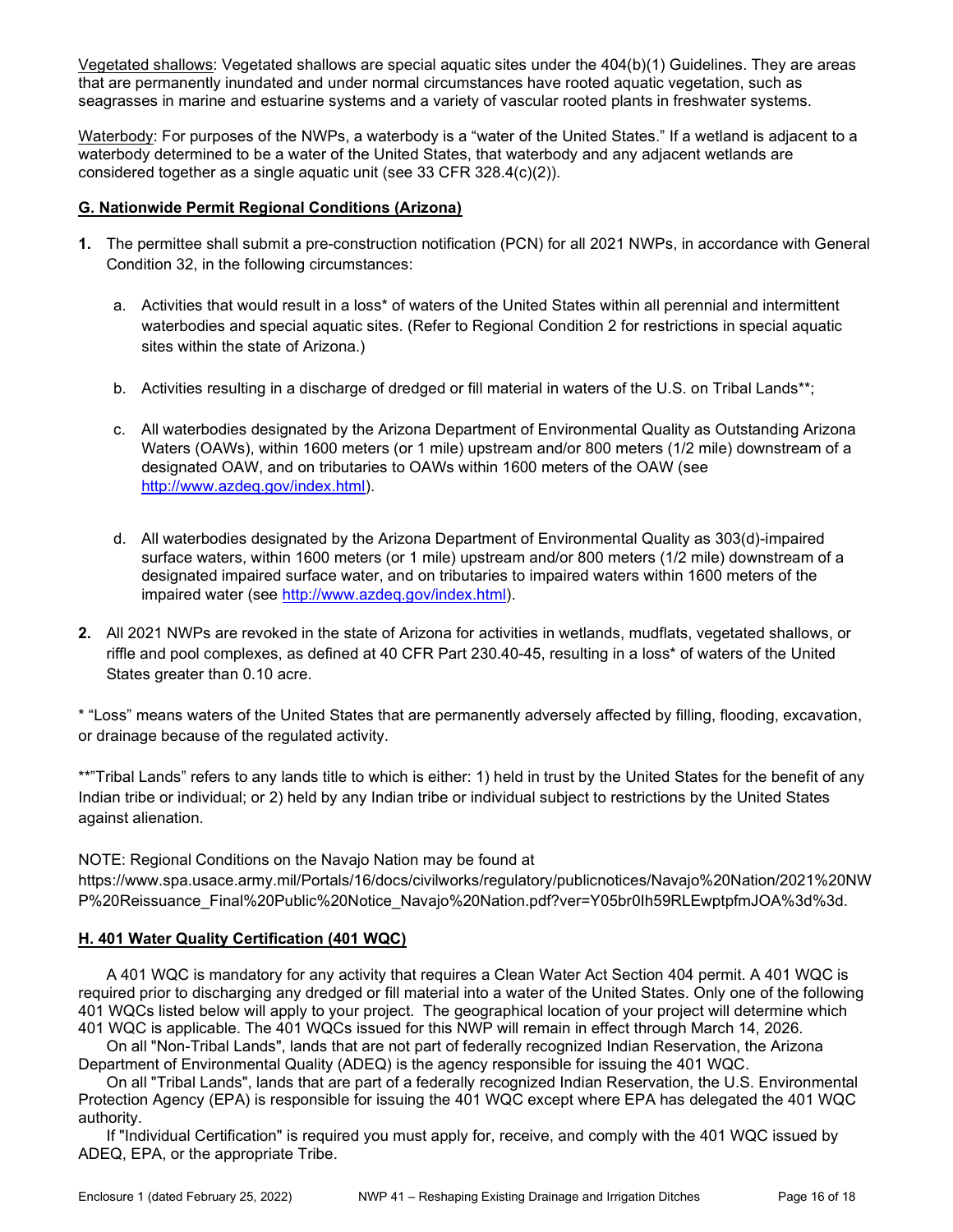Vegetated shallows: Vegetated shallows are special aquatic sites under the 404(b)(1) Guidelines. They are areas that are permanently inundated and under normal circumstances have rooted aquatic vegetation, such as seagrasses in marine and estuarine systems and a variety of vascular rooted plants in freshwater systems.

Waterbody: For purposes of the NWPs, a waterbody is a "water of the United States." If a wetland is adjacent to a waterbody determined to be a water of the United States, that waterbody and any adjacent wetlands are considered together as a single aquatic unit (see 33 CFR 328.4(c)(2)).

## G. Nationwide Permit Regional Conditions (Arizona)

**1.** The permittee shall submit a pre-construction notification (PCN) for all 2021 NWPs, in accordance with General Condition 32, in the following circumstances:

   a. Activities that would result in a loss* of waters of the United States within all perennial and intermittent waterbodies and special aquatic sites. (Refer to Regional Condition 2 for restrictions in special aquatic sites within the state of Arizona.)

   b. Activities resulting in a discharge of dredged or fill material in waters of the U.S. on Tribal Lands**;

   c. All waterbodies designated by the Arizona Department of Environmental Quality as Outstanding Arizona Waters (OAWs), within 1600 meters (or 1 mile) upstream and/or 800 meters (1/2 mile) downstream of a designated OAW, and on tributaries to OAWs within 1600 meters of the OAW (see http://www.azdeq.gov/index.html).

   d. All waterbodies designated by the Arizona Department of Environmental Quality as 303(d)-impaired surface waters, within 1600 meters (or 1 mile) upstream and/or 800 meters (1/2 mile) downstream of a designated impaired surface water, and on tributaries to impaired waters within 1600 meters of the impaired water (see http://www.azdeq.gov/index.html).

**2.** All 2021 NWPs are revoked in the state of Arizona for activities in wetlands, mudflats, vegetated shallows, or riffle and pool complexes, as defined at 40 CFR Part 230.40-45, resulting in a loss* of waters of the United States greater than 0.10 acre.

* "Loss" means waters of the United States that are permanently adversely affected by filling, flooding, excavation, or drainage because of the regulated activity.

**"Tribal Lands" refers to any lands title to which is either: 1) held in trust by the United States for the benefit of any Indian tribe or individual; or 2) held by any Indian tribe or individual subject to restrictions by the United States against alienation.

NOTE: Regional Conditions on the Navajo Nation may be found at https://www.spa.usace.army.mil/Portals/16/docs/civilworks/regulatory/publicnotices/Navajo%20Nation/2021%20NWP%20Reissuance_Final%20Public%20Notice_Navajo%20Nation.pdf?ver=Y05br0Ih59RLEwptpfmJOA%3d%3d.

## H. 401 Water Quality Certification (401 WQC)

A 401 WQC is mandatory for any activity that requires a Clean Water Act Section 404 permit. A 401 WQC is required prior to discharging any dredged or fill material into a water of the United States. Only one of the following 401 WQCs listed below will apply to your project. The geographical location of your project will determine which 401 WQC is applicable. The 401 WQCs issued for this NWP will remain in effect through March 14, 2026.

On all "Non-Tribal Lands", lands that are not part of federally recognized Indian Reservation, the Arizona Department of Environmental Quality (ADEQ) is the agency responsible for issuing the 401 WQC.

On all "Tribal Lands", lands that are part of a federally recognized Indian Reservation, the U.S. Environmental Protection Agency (EPA) is responsible for issuing the 401 WQC except where EPA has delegated the 401 WQC authority.

If "Individual Certification" is required you must apply for, receive, and comply with the 401 WQC issued by ADEQ, EPA, or the appropriate Tribe.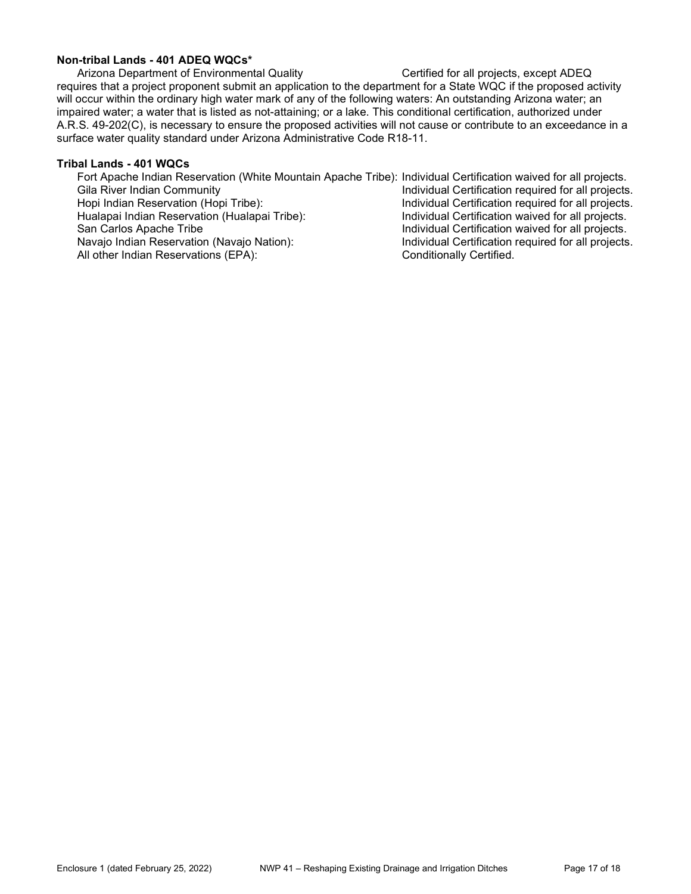**Non-tribal Lands - 401 ADEQ WQCs***

Arizona Department of Environmental Quality — Certified for all projects, except ADEQ requires that a project proponent submit an application to the department for a State WQC if the proposed activity will occur within the ordinary high water mark of any of the following waters: An outstanding Arizona water; an impaired water; a water that is listed as not-attaining; or a lake. This conditional certification, authorized under A.R.S. 49-202(C), is necessary to ensure the proposed activities will not cause or contribute to an exceedance in a surface water quality standard under Arizona Administrative Code R18-11.

**Tribal Lands - 401 WQCs**

| | |
|---|---|
| Fort Apache Indian Reservation (White Mountain Apache Tribe): | Individual Certification waived for all projects. |
| Gila River Indian Community | Individual Certification required for all projects. |
| Hopi Indian Reservation (Hopi Tribe): | Individual Certification required for all projects. |
| Hualapai Indian Reservation (Hualapai Tribe): | Individual Certification waived for all projects. |
| San Carlos Apache Tribe | Individual Certification waived for all projects. |
| Navajo Indian Reservation (Navajo Nation): | Individual Certification required for all projects. |
| All other Indian Reservations (EPA): | Conditionally Certified. |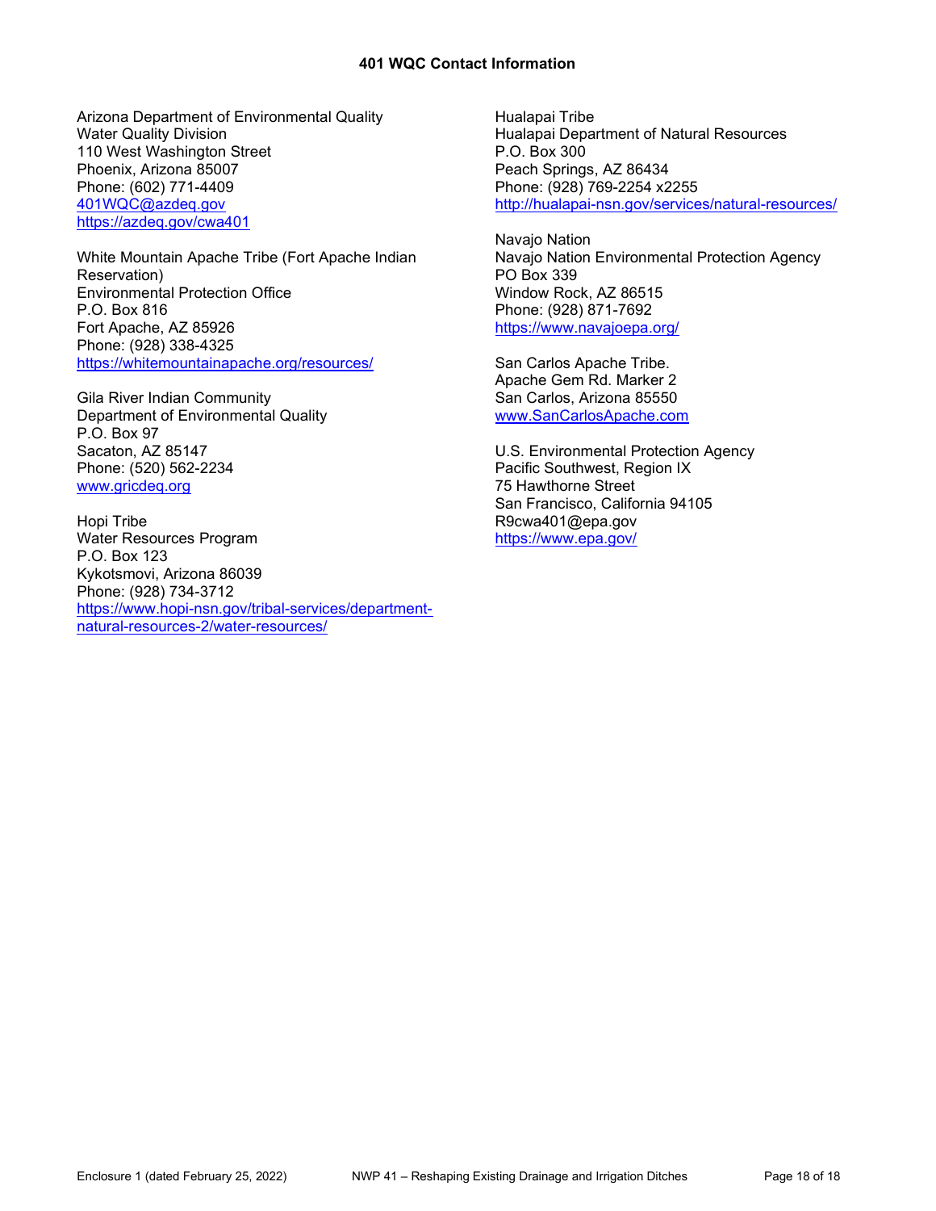**401 WQC Contact Information**

Arizona Department of Environmental Quality
Water Quality Division
110 West Washington Street
Phoenix, Arizona 85007
Phone: (602) 771-4409
401WQC@azdeq.gov
https://azdeq.gov/cwa401

White Mountain Apache Tribe (Fort Apache Indian Reservation)
Environmental Protection Office
P.O. Box 816
Fort Apache, AZ 85926
Phone: (928) 338-4325
https://whitemountainapache.org/resources/

Gila River Indian Community
Department of Environmental Quality
P.O. Box 97
Sacaton, AZ 85147
Phone: (520) 562-2234
www.gricdeq.org

Hopi Tribe
Water Resources Program
P.O. Box 123
Kykotsmovi, Arizona 86039
Phone: (928) 734-3712
https://www.hopi-nsn.gov/tribal-services/department-natural-resources-2/water-resources/

Hualapai Tribe
Hualapai Department of Natural Resources
P.O. Box 300
Peach Springs, AZ 86434
Phone: (928) 769-2254 x2255
http://hualapai-nsn.gov/services/natural-resources/

Navajo Nation
Navajo Nation Environmental Protection Agency
PO Box 339
Window Rock, AZ 86515
Phone: (928) 871-7692
https://www.navajoepa.org/

San Carlos Apache Tribe.
Apache Gem Rd. Marker 2
San Carlos, Arizona 85550
www.SanCarlosApache.com

U.S. Environmental Protection Agency
Pacific Southwest, Region IX
75 Hawthorne Street
San Francisco, California 94105
R9cwa401@epa.gov
https://www.epa.gov/